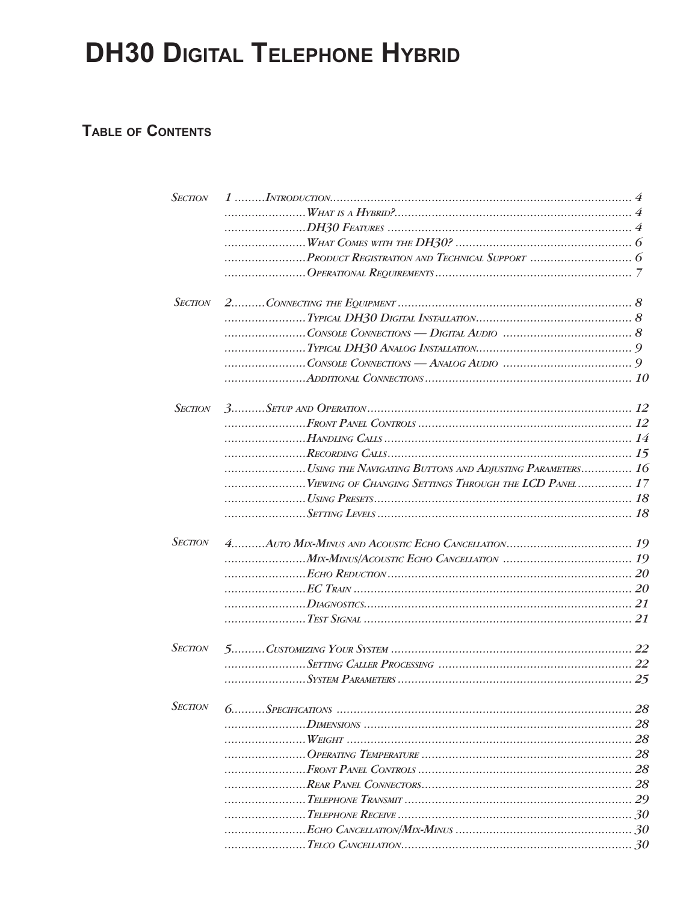# DH30 Digital Telephone Hybrid

## Table of Contents

- Section 1 ......... Introduction ......... 4
  - What is a Hybrid? ......... 4
  - DH30 Features ......... 4
  - What Comes with the DH30? ......... 6
  - Product Registration and Technical Support ......... 6
  - Operational Requirements ......... 7
- Section 2 ......... Connecting the Equipment ......... 8
  - Typical DH30 Digital Installation ......... 8
  - Console Connections — Digital Audio ......... 8
  - Typical DH30 Analog Installation ......... 9
  - Console Connections — Analog Audio ......... 9
  - Additional Connections ......... 10
- Section 3 ......... Setup and Operation ......... 12
  - Front Panel Controls ......... 12
  - Handling Calls ......... 14
  - Recording Calls ......... 15
  - Using the Navigating Buttons and Adjusting Parameters ......... 16
  - Viewing of Changing Settings Through the LCD Panel ......... 17
  - Using Presets ......... 18
  - Setting Levels ......... 18
- Section 4 ......... Auto Mix-Minus and Acoustic Echo Cancellation ......... 19
  - Mix-Minus/Acoustic Echo Cancellation ......... 19
  - Echo Reduction ......... 20
  - EC Train ......... 20
  - Diagnostics ......... 21
  - Test Signal ......... 21
- Section 5 ......... Customizing Your System ......... 22
  - Setting Caller Processing ......... 22
  - System Parameters ......... 25
- Section 6 ......... Specifications ......... 28
  - Dimensions ......... 28
  - Weight ......... 28
  - Operating Temperature ......... 28
  - Front Panel Controls ......... 28
  - Rear Panel Connectors ......... 28
  - Telephone Transmit ......... 29
  - Telephone Receive ......... 30
  - Echo Cancellation/Mix-Minus ......... 30
  - Telco Cancellation ......... 30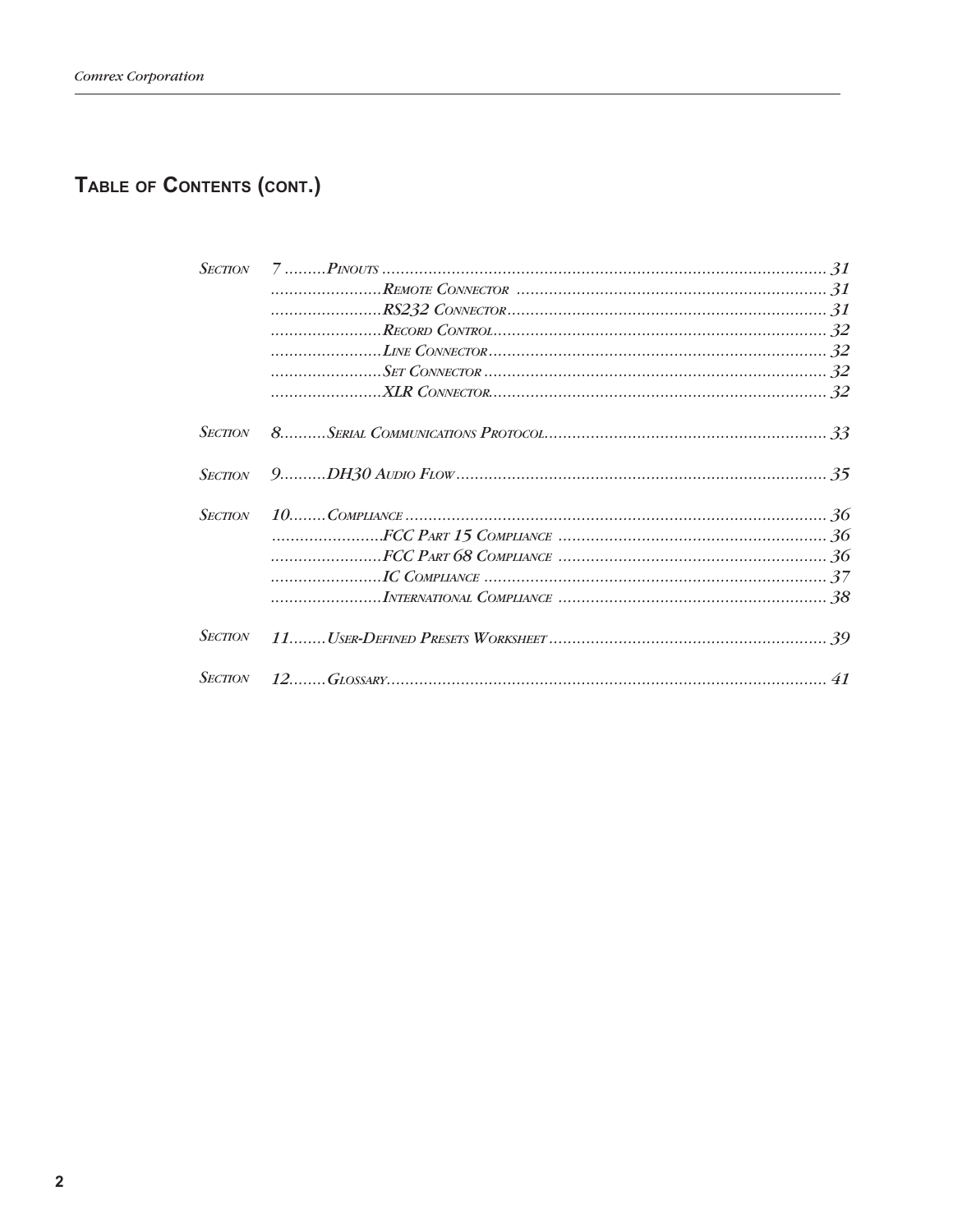## Table of Contents (cont.)

| | | |
|---|---|---|
| Section | 7 ........Pinouts | 31 |
| | ........Remote Connector | 31 |
| | ........RS232 Connector | 31 |
| | ........Record Control | 32 |
| | ........Line Connector | 32 |
| | ........Set Connector | 32 |
| | ........XLR Connector | 32 |
| Section | 8........Serial Communications Protocol | 33 |
| Section | 9........DH30 Audio Flow | 35 |
| Section | 10........Compliance | 36 |
| | ........FCC Part 15 Compliance | 36 |
| | ........FCC Part 68 Compliance | 36 |
| | ........IC Compliance | 37 |
| | ........International Compliance | 38 |
| Section | 11........User-Defined Presets Worksheet | 39 |
| Section | 12........Glossary | 41 |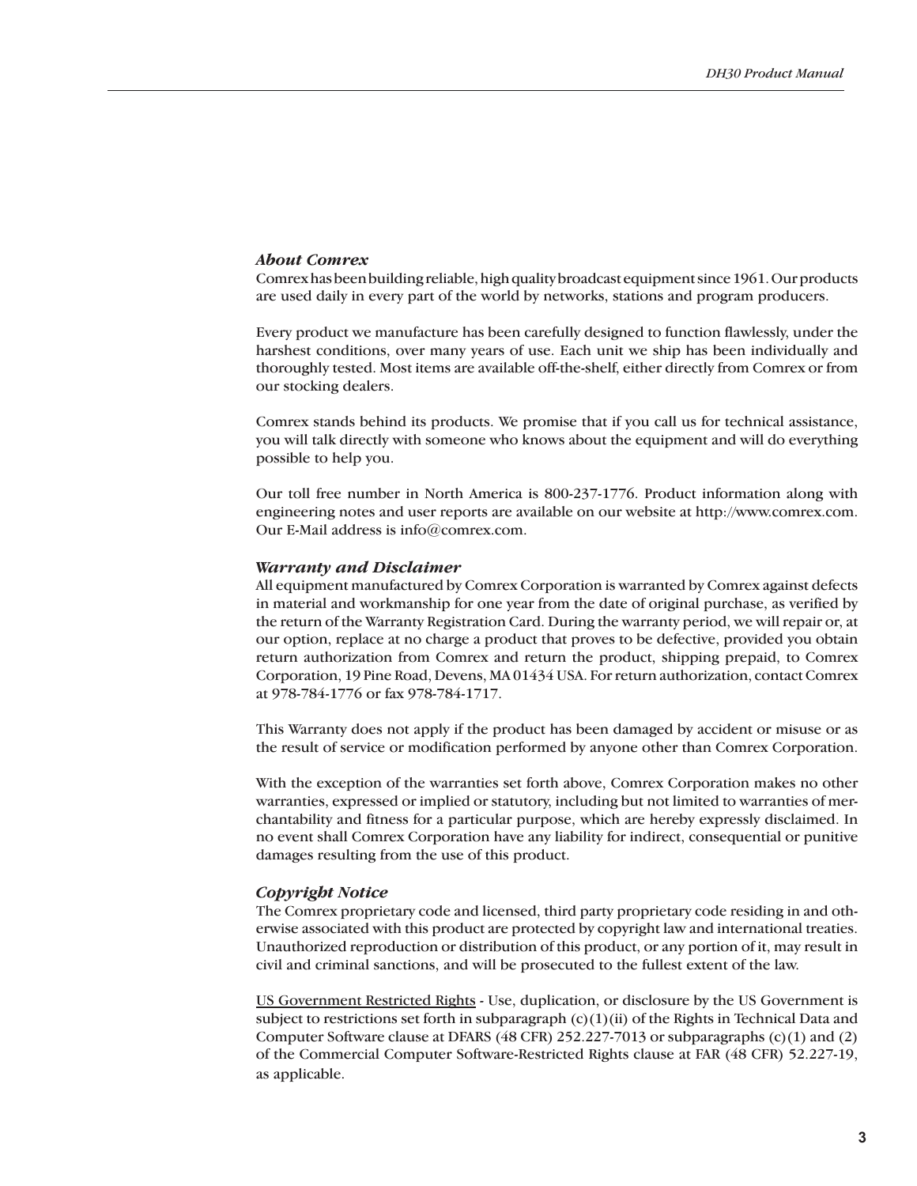## *About Comrex*

Comrex has been building reliable, high quality broadcast equipment since 1961. Our products are used daily in every part of the world by networks, stations and program producers.

Every product we manufacture has been carefully designed to function flawlessly, under the harshest conditions, over many years of use. Each unit we ship has been individually and thoroughly tested. Most items are available off-the-shelf, either directly from Comrex or from our stocking dealers.

Comrex stands behind its products. We promise that if you call us for technical assistance, you will talk directly with someone who knows about the equipment and will do everything possible to help you.

Our toll free number in North America is 800-237-1776. Product information along with engineering notes and user reports are available on our website at http://www.comrex.com. Our E-Mail address is info@comrex.com.

## *Warranty and Disclaimer*

All equipment manufactured by Comrex Corporation is warranted by Comrex against defects in material and workmanship for one year from the date of original purchase, as verified by the return of the Warranty Registration Card. During the warranty period, we will repair or, at our option, replace at no charge a product that proves to be defective, provided you obtain return authorization from Comrex and return the product, shipping prepaid, to Comrex Corporation, 19 Pine Road, Devens, MA 01434 USA. For return authorization, contact Comrex at 978-784-1776 or fax 978-784-1717.

This Warranty does not apply if the product has been damaged by accident or misuse or as the result of service or modification performed by anyone other than Comrex Corporation.

With the exception of the warranties set forth above, Comrex Corporation makes no other warranties, expressed or implied or statutory, including but not limited to warranties of merchantability and fitness for a particular purpose, which are hereby expressly disclaimed. In no event shall Comrex Corporation have any liability for indirect, consequential or punitive damages resulting from the use of this product.

## *Copyright Notice*

The Comrex proprietary code and licensed, third party proprietary code residing in and otherwise associated with this product are protected by copyright law and international treaties. Unauthorized reproduction or distribution of this product, or any portion of it, may result in civil and criminal sanctions, and will be prosecuted to the fullest extent of the law.

US Government Restricted Rights - Use, duplication, or disclosure by the US Government is subject to restrictions set forth in subparagraph (c)(1)(ii) of the Rights in Technical Data and Computer Software clause at DFARS (48 CFR) 252.227-7013 or subparagraphs (c)(1) and (2) of the Commercial Computer Software-Restricted Rights clause at FAR (48 CFR) 52.227-19, as applicable.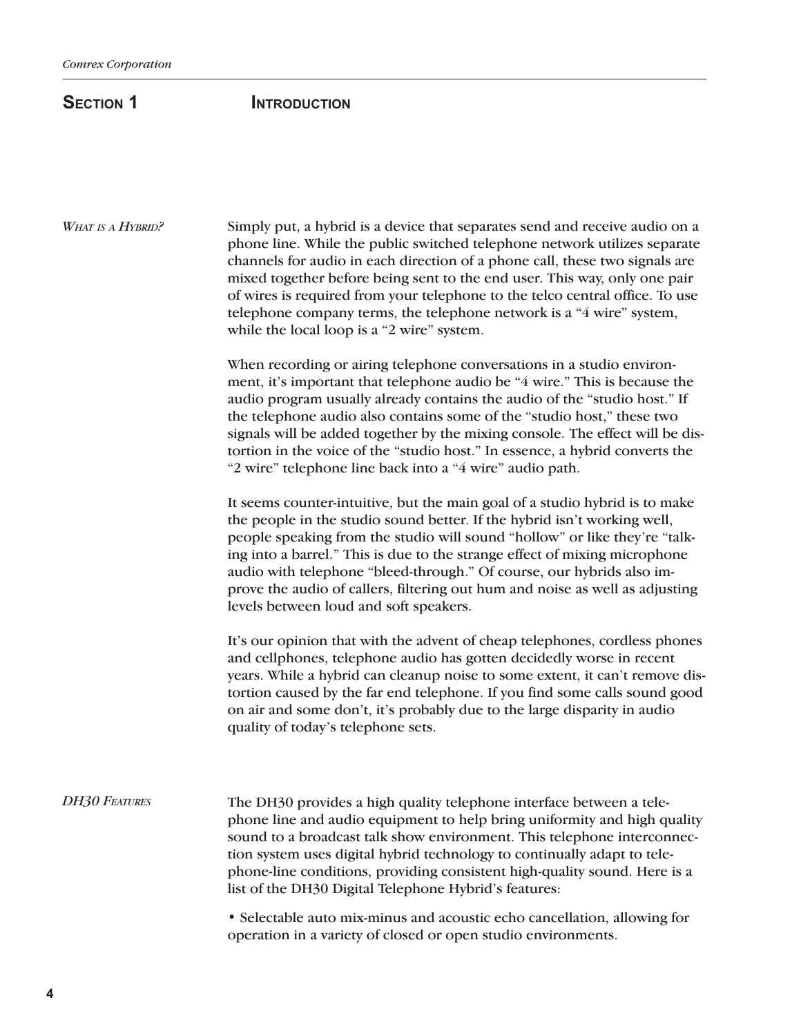# Section 1 Introduction

### *What is a Hybrid?*

Simply put, a hybrid is a device that separates send and receive audio on a phone line. While the public switched telephone network utilizes separate channels for audio in each direction of a phone call, these two signals are mixed together before being sent to the end user. This way, only one pair of wires is required from your telephone to the telco central office. To use telephone company terms, the telephone network is a "4 wire" system, while the local loop is a "2 wire" system.

When recording or airing telephone conversations in a studio environment, it's important that telephone audio be "4 wire." This is because the audio program usually already contains the audio of the "studio host." If the telephone audio also contains some of the "studio host," these two signals will be added together by the mixing console. The effect will be distortion in the voice of the "studio host." In essence, a hybrid converts the "2 wire" telephone line back into a "4 wire" audio path.

It seems counter-intuitive, but the main goal of a studio hybrid is to make the people in the studio sound better. If the hybrid isn't working well, people speaking from the studio will sound "hollow" or like they're "talking into a barrel." This is due to the strange effect of mixing microphone audio with telephone "bleed-through." Of course, our hybrids also improve the audio of callers, filtering out hum and noise as well as adjusting levels between loud and soft speakers.

It's our opinion that with the advent of cheap telephones, cordless phones and cellphones, telephone audio has gotten decidedly worse in recent years. While a hybrid can cleanup noise to some extent, it can't remove distortion caused by the far end telephone. If you find some calls sound good on air and some don't, it's probably due to the large disparity in audio quality of today's telephone sets.

### *DH30 Features*

The DH30 provides a high quality telephone interface between a telephone line and audio equipment to help bring uniformity and high quality sound to a broadcast talk show environment. This telephone interconnection system uses digital hybrid technology to continually adapt to telephone-line conditions, providing consistent high-quality sound. Here is a list of the DH30 Digital Telephone Hybrid's features:

- Selectable auto mix-minus and acoustic echo cancellation, allowing for operation in a variety of closed or open studio environments.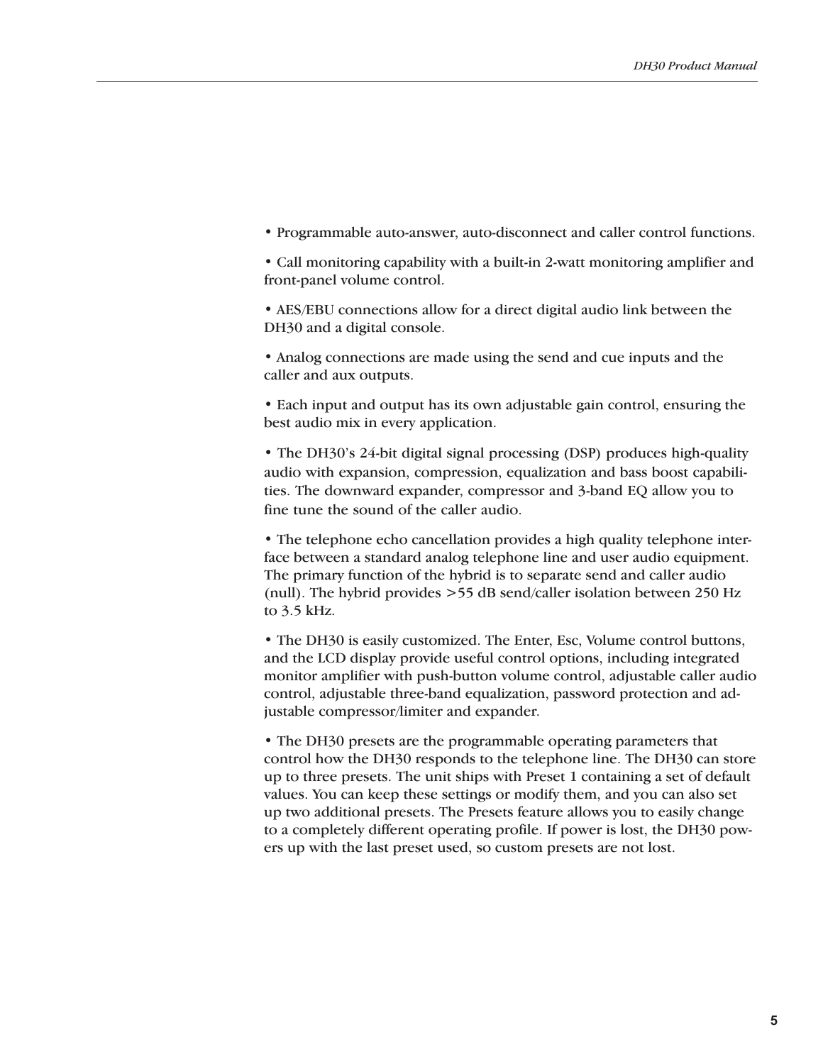- Programmable auto-answer, auto-disconnect and caller control functions.

- Call monitoring capability with a built-in 2-watt monitoring amplifier and front-panel volume control.

- AES/EBU connections allow for a direct digital audio link between the DH30 and a digital console.

- Analog connections are made using the send and cue inputs and the caller and aux outputs.

- Each input and output has its own adjustable gain control, ensuring the best audio mix in every application.

- The DH30's 24-bit digital signal processing (DSP) produces high-quality audio with expansion, compression, equalization and bass boost capabilities. The downward expander, compressor and 3-band EQ allow you to fine tune the sound of the caller audio.

- The telephone echo cancellation provides a high quality telephone interface between a standard analog telephone line and user audio equipment. The primary function of the hybrid is to separate send and caller audio (null). The hybrid provides >55 dB send/caller isolation between 250 Hz to 3.5 kHz.

- The DH30 is easily customized. The Enter, Esc, Volume control buttons, and the LCD display provide useful control options, including integrated monitor amplifier with push-button volume control, adjustable caller audio control, adjustable three-band equalization, password protection and adjustable compressor/limiter and expander.

- The DH30 presets are the programmable operating parameters that control how the DH30 responds to the telephone line. The DH30 can store up to three presets. The unit ships with Preset 1 containing a set of default values. You can keep these settings or modify them, and you can also set up two additional presets. The Presets feature allows you to easily change to a completely different operating profile. If power is lost, the DH30 powers up with the last preset used, so custom presets are not lost.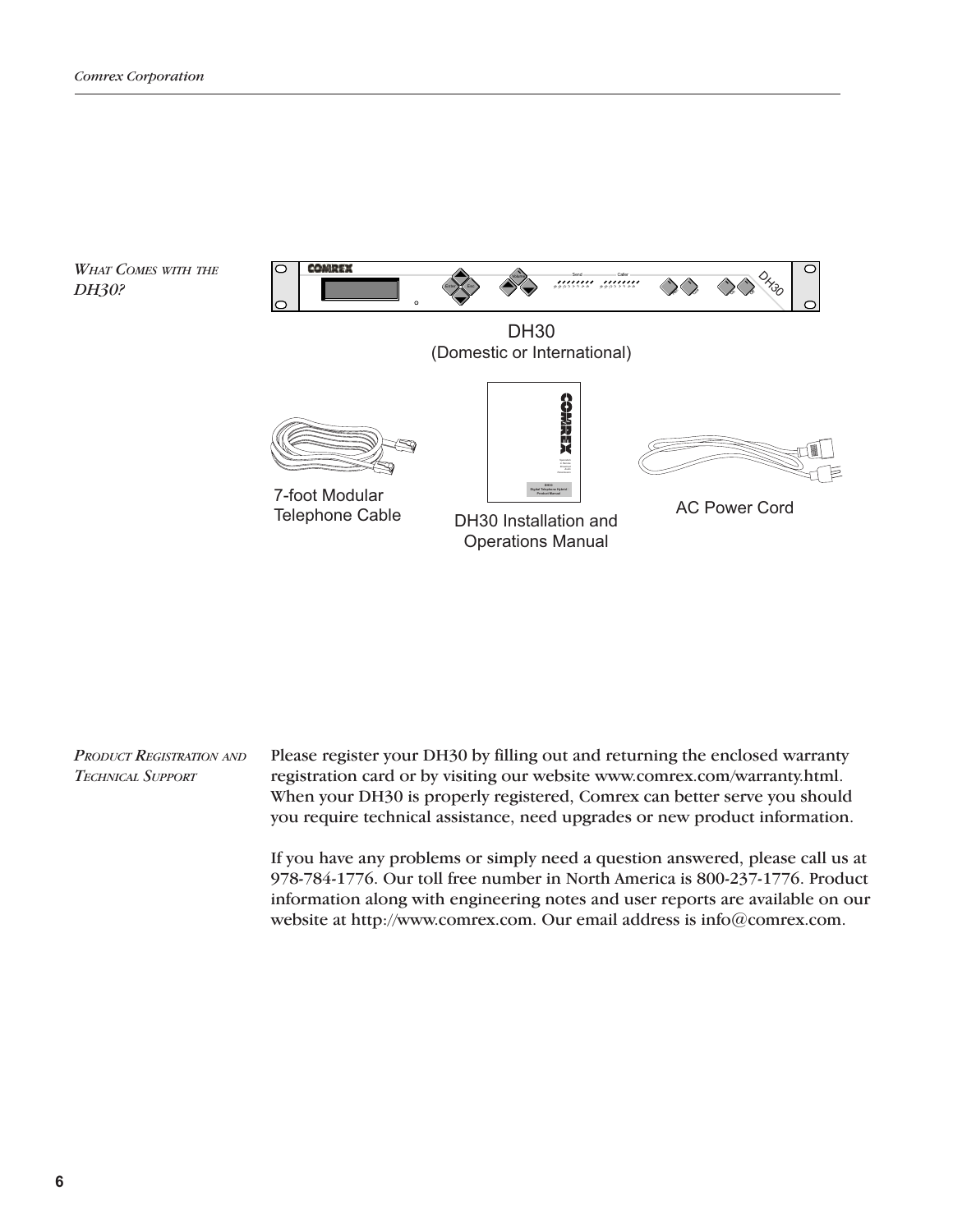## *What Comes with the DH30?*

DH30
(Domestic or International)

7-foot Modular Telephone Cable

DH30 Installation and Operations Manual

AC Power Cord

## *Product Registration and Technical Support*

Please register your DH30 by filling out and returning the enclosed warranty registration card or by visiting our website www.comrex.com/warranty.html. When your DH30 is properly registered, Comrex can better serve you should you require technical assistance, need upgrades or new product information.

If you have any problems or simply need a question answered, please call us at 978-784-1776. Our toll free number in North America is 800-237-1776. Product information along with engineering notes and user reports are available on our website at http://www.comrex.com. Our email address is info@comrex.com.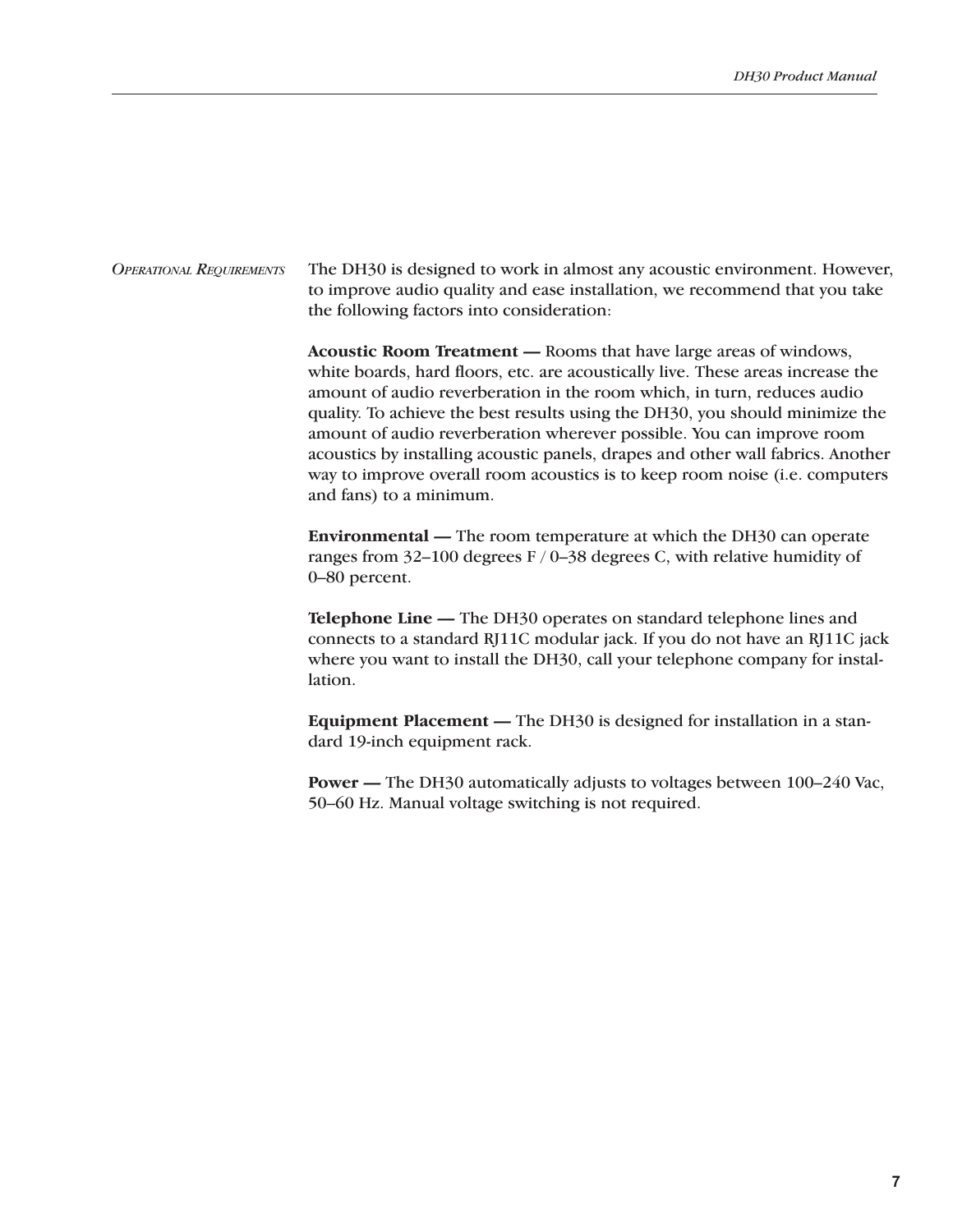## *Operational Requirements*

The DH30 is designed to work in almost any acoustic environment. However, to improve audio quality and ease installation, we recommend that you take the following factors into consideration:

**Acoustic Room Treatment —** Rooms that have large areas of windows, white boards, hard floors, etc. are acoustically live. These areas increase the amount of audio reverberation in the room which, in turn, reduces audio quality. To achieve the best results using the DH30, you should minimize the amount of audio reverberation wherever possible. You can improve room acoustics by installing acoustic panels, drapes and other wall fabrics. Another way to improve overall room acoustics is to keep room noise (i.e. computers and fans) to a minimum.

**Environmental —** The room temperature at which the DH30 can operate ranges from 32–100 degrees F / 0–38 degrees C, with relative humidity of 0–80 percent.

**Telephone Line —** The DH30 operates on standard telephone lines and connects to a standard RJ11C modular jack. If you do not have an RJ11C jack where you want to install the DH30, call your telephone company for installation.

**Equipment Placement —** The DH30 is designed for installation in a standard 19-inch equipment rack.

**Power —** The DH30 automatically adjusts to voltages between 100–240 Vac, 50–60 Hz. Manual voltage switching is not required.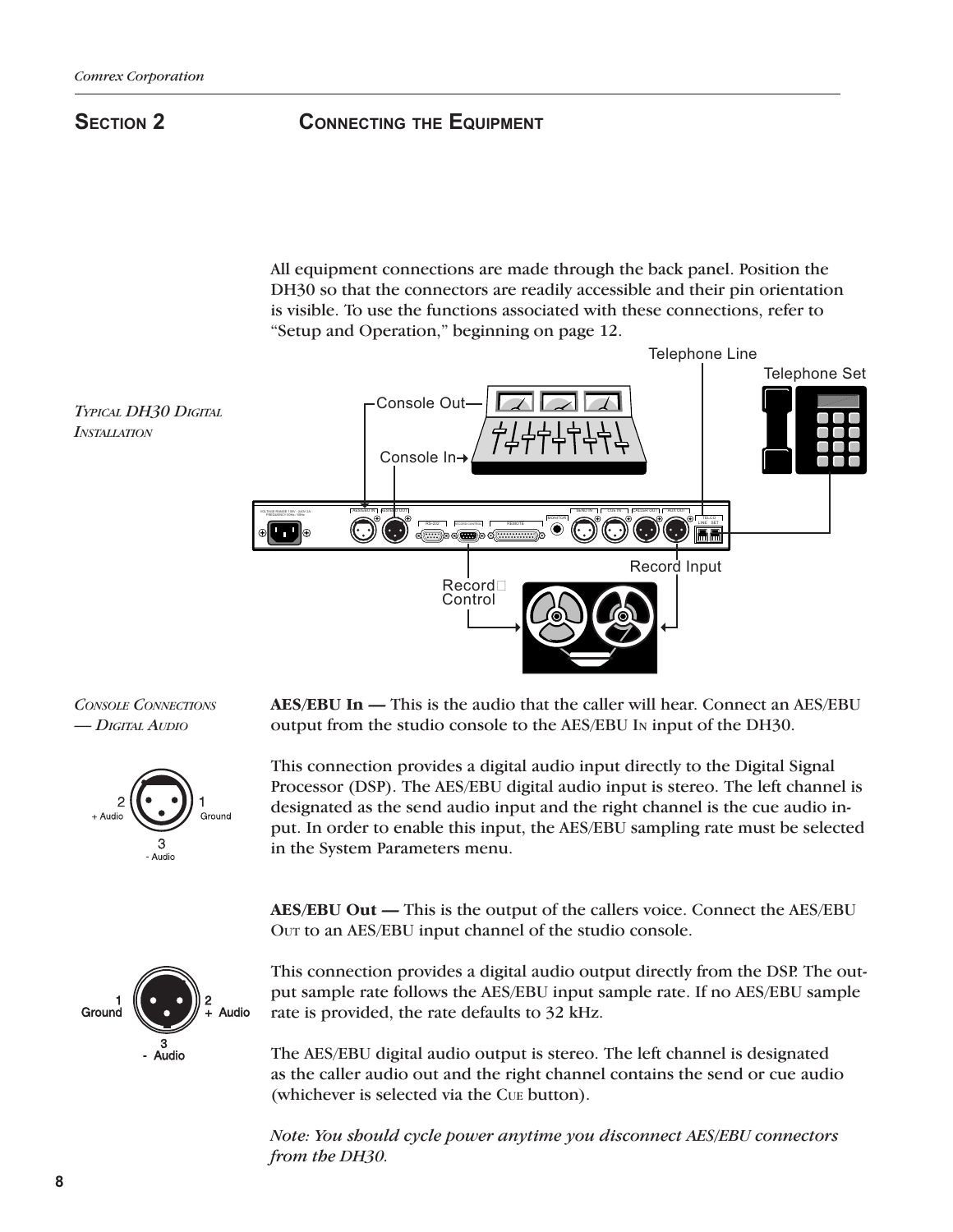# SECTION 2 CONNECTING THE EQUIPMENT

All equipment connections are made through the back panel. Position the DH30 so that the connectors are readily accessible and their pin orientation is visible. To use the functions associated with these connections, refer to "Setup and Operation," beginning on page 12.

*TYPICAL DH30 DIGITAL INSTALLATION*

Console Out

Console In

Telephone Line

Telephone Set

Record Input

Record Control

*CONSOLE CONNECTIONS — DIGITAL AUDIO*

2 + Audio, 1 Ground, 3 - Audio

**AES/EBU In —** This is the audio that the caller will hear. Connect an AES/EBU output from the studio console to the AES/EBU IN input of the DH30.

This connection provides a digital audio input directly to the Digital Signal Processor (DSP). The AES/EBU digital audio input is stereo. The left channel is designated as the send audio input and the right channel is the cue audio input. In order to enable this input, the AES/EBU sampling rate must be selected in the System Parameters menu.

1 Ground, 2 + Audio, 3 - Audio

**AES/EBU Out —** This is the output of the callers voice. Connect the AES/EBU OUT to an AES/EBU input channel of the studio console.

This connection provides a digital audio output directly from the DSP. The output sample rate follows the AES/EBU input sample rate. If no AES/EBU sample rate is provided, the rate defaults to 32 kHz.

The AES/EBU digital audio output is stereo. The left channel is designated as the caller audio out and the right channel contains the send or cue audio (whichever is selected via the CUE button).

*Note: You should cycle power anytime you disconnect AES/EBU connectors from the DH30.*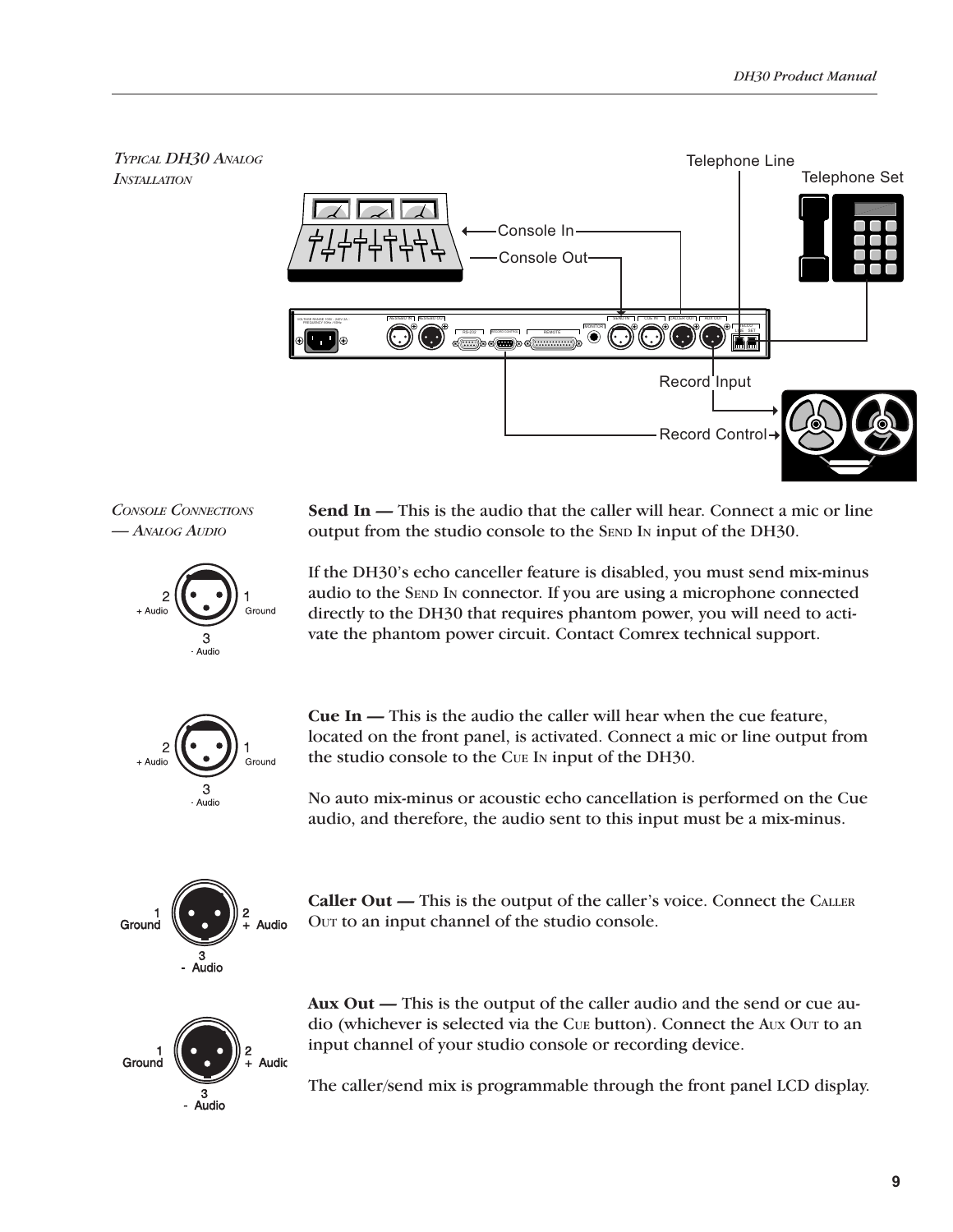*Typical DH30 Analog Installation*

Telephone Line

Telephone Set

Console In

Console Out

Record Input

Record Control

*Console Connections — Analog Audio*

2 + Audio 1 Ground 3 - Audio

**Send In —** This is the audio that the caller will hear. Connect a mic or line output from the studio console to the Send In input of the DH30.

If the DH30's echo canceller feature is disabled, you must send mix-minus audio to the Send In connector. If you are using a microphone connected directly to the DH30 that requires phantom power, you will need to activate the phantom power circuit. Contact Comrex technical support.

2 + Audio 1 Ground 3 - Audio

**Cue In —** This is the audio the caller will hear when the cue feature, located on the front panel, is activated. Connect a mic or line output from the studio console to the Cue In input of the DH30.

No auto mix-minus or acoustic echo cancellation is performed on the Cue audio, and therefore, the audio sent to this input must be a mix-minus.

1 Ground 2 + Audio 3 - Audio

**Caller Out —** This is the output of the caller's voice. Connect the Caller Out to an input channel of the studio console.

1 Ground 2 + Audio 3 - Audio

**Aux Out —** This is the output of the caller audio and the send or cue audio (whichever is selected via the Cue button). Connect the Aux Out to an input channel of your studio console or recording device.

The caller/send mix is programmable through the front panel LCD display.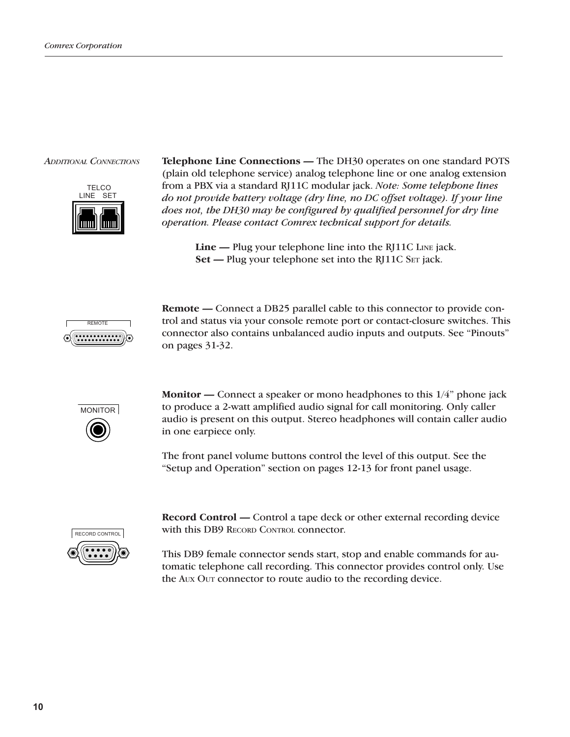*ADDITIONAL CONNECTIONS*

TELCO
LINE SET

**Telephone Line Connections —** The DH30 operates on one standard POTS (plain old telephone service) analog telephone line or one analog extension from a PBX via a standard RJ11C modular jack. *Note: Some telephone lines do not provide battery voltage (dry line, no DC offset voltage). If your line does not, the DH30 may be configured by qualified personnel for dry line operation. Please contact Comrex technical support for details.*

**Line —** Plug your telephone line into the RJ11C LINE jack.
**Set —** Plug your telephone set into the RJ11C SET jack.

REMOTE

**Remote —** Connect a DB25 parallel cable to this connector to provide control and status via your console remote port or contact-closure switches. This connector also contains unbalanced audio inputs and outputs. See "Pinouts" on pages 31-32.

MONITOR

**Monitor —** Connect a speaker or mono headphones to this 1/4" phone jack to produce a 2-watt amplified audio signal for call monitoring. Only caller audio is present on this output. Stereo headphones will contain caller audio in one earpiece only.

The front panel volume buttons control the level of this output. See the "Setup and Operation" section on pages 12-13 for front panel usage.

RECORD CONTROL

**Record Control —** Control a tape deck or other external recording device with this DB9 RECORD CONTROL connector.

This DB9 female connector sends start, stop and enable commands for automatic telephone call recording. This connector provides control only. Use the AUX OUT connector to route audio to the recording device.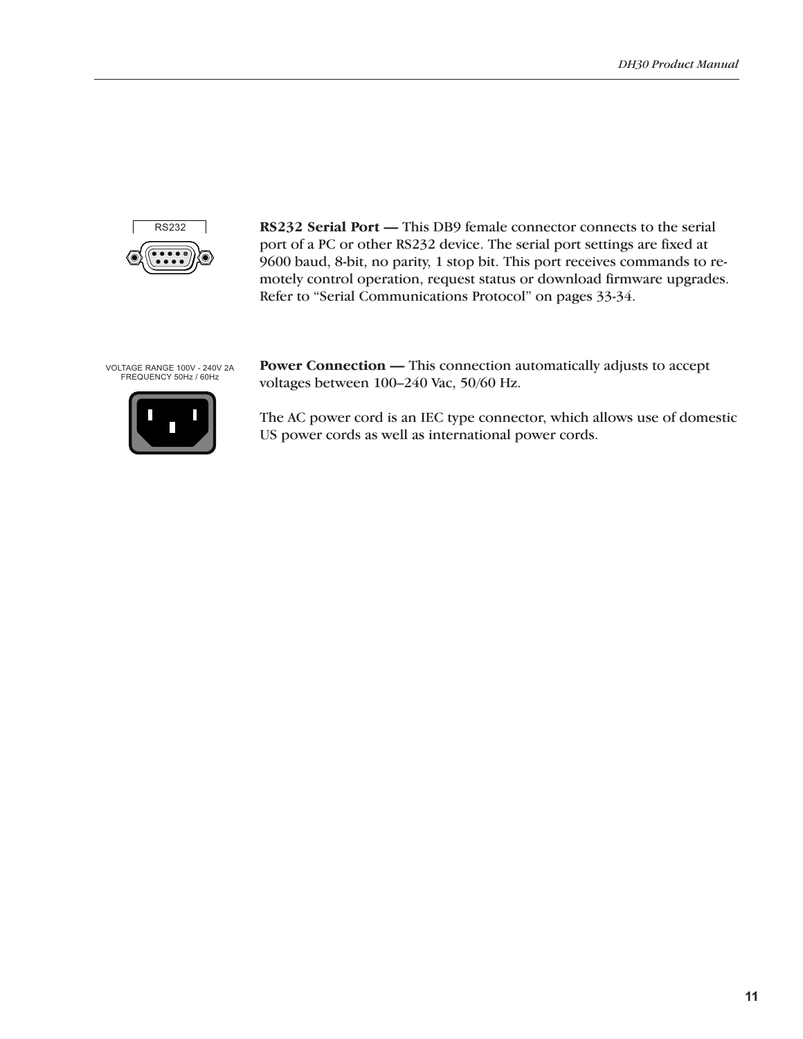RS232

**RS232 Serial Port —** This DB9 female connector connects to the serial port of a PC or other RS232 device. The serial port settings are fixed at 9600 baud, 8-bit, no parity, 1 stop bit. This port receives commands to remotely control operation, request status or download firmware upgrades. Refer to "Serial Communications Protocol" on pages 33-34.

VOLTAGE RANGE 100V - 240V 2A
FREQUENCY 50Hz / 60Hz

**Power Connection —** This connection automatically adjusts to accept voltages between 100–240 Vac, 50/60 Hz.

The AC power cord is an IEC type connector, which allows use of domestic US power cords as well as international power cords.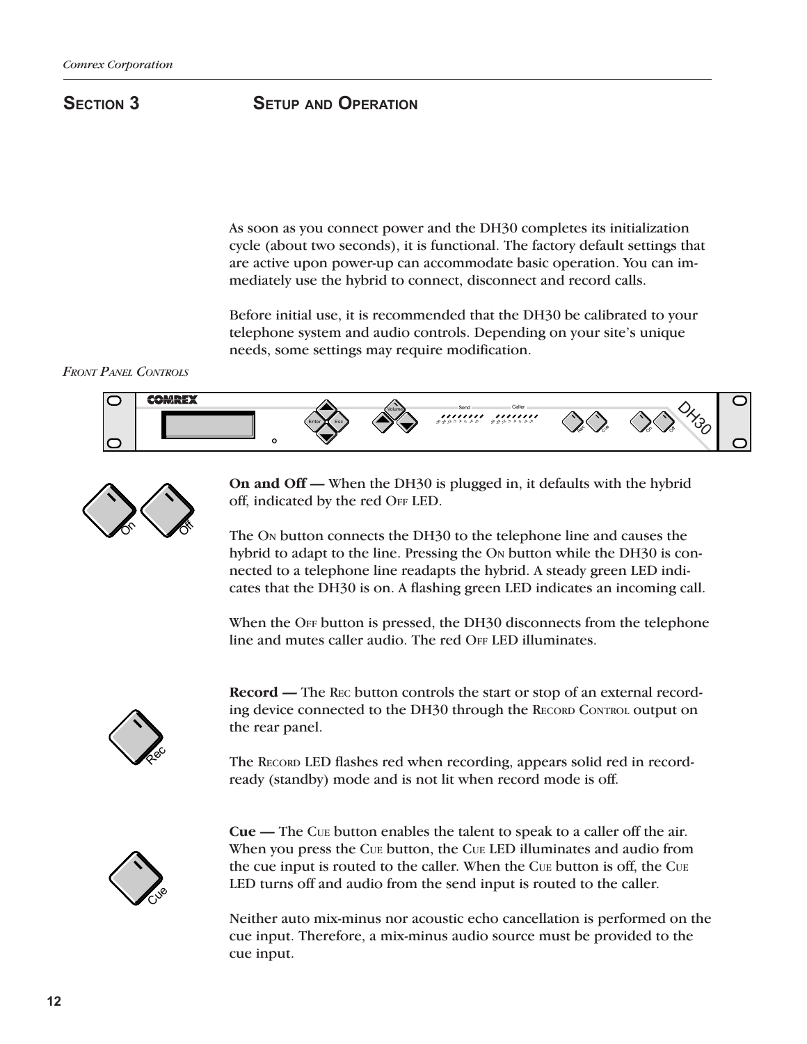# Section 3 Setup and Operation

As soon as you connect power and the DH30 completes its initialization cycle (about two seconds), it is functional. The factory default settings that are active upon power-up can accommodate basic operation. You can immediately use the hybrid to connect, disconnect and record calls.

Before initial use, it is recommended that the DH30 be calibrated to your telephone system and audio controls. Depending on your site's unique needs, some settings may require modification.

## *Front Panel Controls*

**On and Off —** When the DH30 is plugged in, it defaults with the hybrid off, indicated by the red Off LED.

The On button connects the DH30 to the telephone line and causes the hybrid to adapt to the line. Pressing the On button while the DH30 is connected to a telephone line readapts the hybrid. A steady green LED indicates that the DH30 is on. A flashing green LED indicates an incoming call.

When the Off button is pressed, the DH30 disconnects from the telephone line and mutes caller audio. The red Off LED illuminates.

**Record —** The Rec button controls the start or stop of an external recording device connected to the DH30 through the Record Control output on the rear panel.

The Record LED flashes red when recording, appears solid red in record-ready (standby) mode and is not lit when record mode is off.

**Cue —** The Cue button enables the talent to speak to a caller off the air. When you press the Cue button, the Cue LED illuminates and audio from the cue input is routed to the caller. When the Cue button is off, the Cue LED turns off and audio from the send input is routed to the caller.

Neither auto mix-minus nor acoustic echo cancellation is performed on the cue input. Therefore, a mix-minus audio source must be provided to the cue input.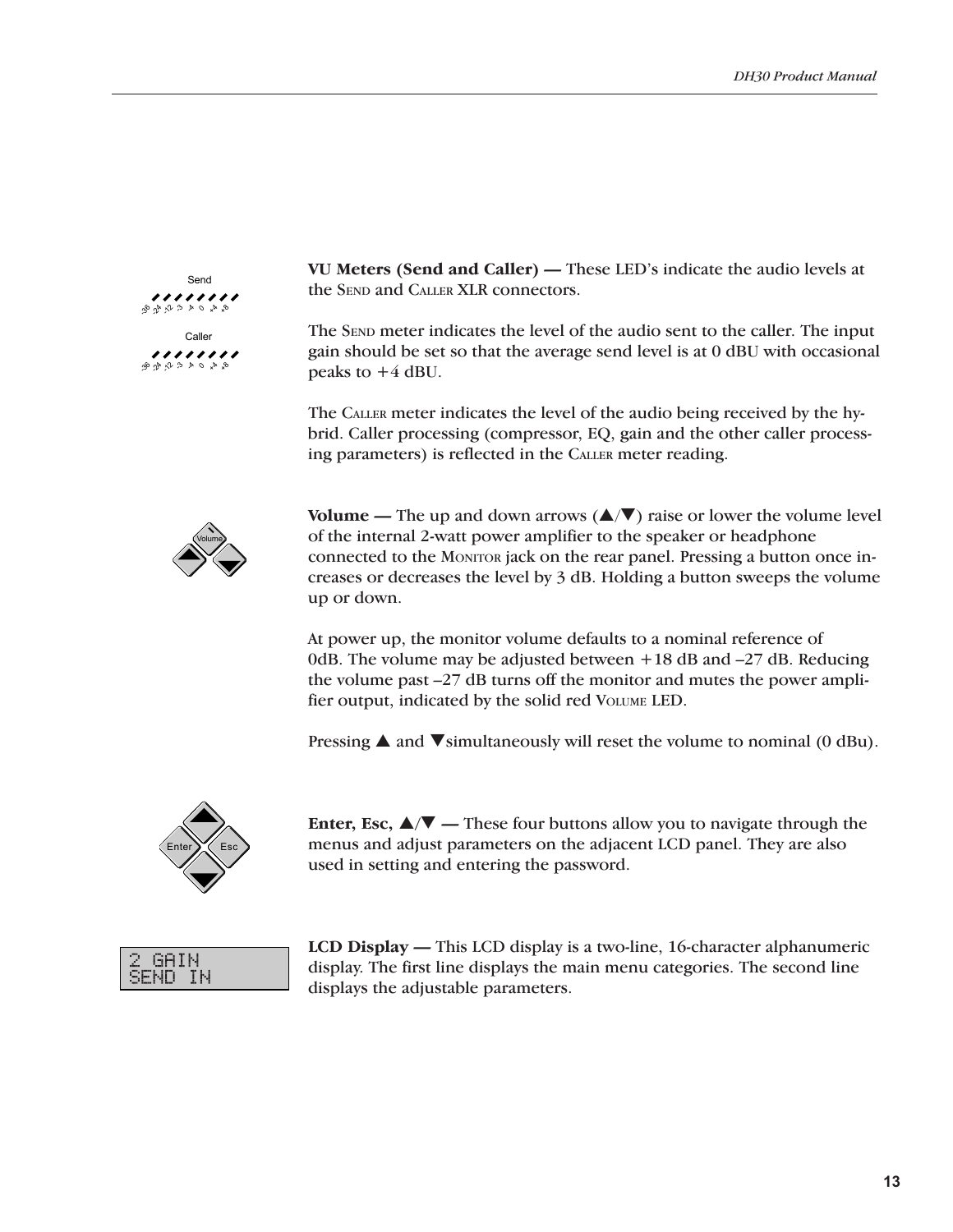**VU Meters (Send and Caller) —** These LED's indicate the audio levels at the SEND and CALLER XLR connectors.

The SEND meter indicates the level of the audio sent to the caller. The input gain should be set so that the average send level is at 0 dBU with occasional peaks to +4 dBU.

The CALLER meter indicates the level of the audio being received by the hybrid. Caller processing (compressor, EQ, gain and the other caller processing parameters) is reflected in the CALLER meter reading.

**Volume —** The up and down arrows (▲/▼) raise or lower the volume level of the internal 2-watt power amplifier to the speaker or headphone connected to the MONITOR jack on the rear panel. Pressing a button once increases or decreases the level by 3 dB. Holding a button sweeps the volume up or down.

At power up, the monitor volume defaults to a nominal reference of 0dB. The volume may be adjusted between +18 dB and –27 dB. Reducing the volume past –27 dB turns off the monitor and mutes the power amplifier output, indicated by the solid red VOLUME LED.

Pressing ▲ and ▼simultaneously will reset the volume to nominal (0 dBu).

**Enter, Esc, ▲/▼ —** These four buttons allow you to navigate through the menus and adjust parameters on the adjacent LCD panel. They are also used in setting and entering the password.

**LCD Display —** This LCD display is a two-line, 16-character alphanumeric display. The first line displays the main menu categories. The second line displays the adjustable parameters.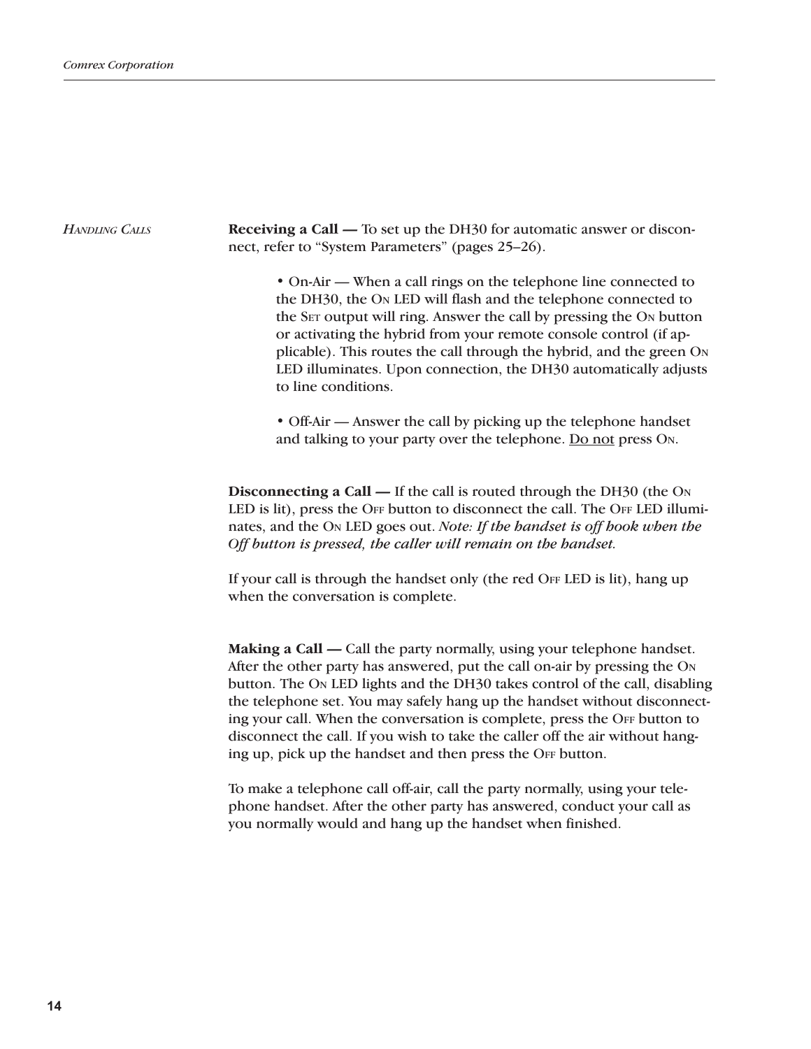## Handling Calls

**Receiving a Call —** To set up the DH30 for automatic answer or disconnect, refer to “System Parameters” (pages 25–26).

- On-Air — When a call rings on the telephone line connected to the DH30, the On LED will flash and the telephone connected to the Set output will ring. Answer the call by pressing the On button or activating the hybrid from your remote console control (if applicable). This routes the call through the hybrid, and the green On LED illuminates. Upon connection, the DH30 automatically adjusts to line conditions.

- Off-Air — Answer the call by picking up the telephone handset and talking to your party over the telephone. <u>Do not</u> press On.

**Disconnecting a Call —** If the call is routed through the DH30 (the On LED is lit), press the Off button to disconnect the call. The Off LED illuminates, and the On LED goes out. *Note: If the handset is off hook when the Off button is pressed, the caller will remain on the handset.*

If your call is through the handset only (the red Off LED is lit), hang up when the conversation is complete.

**Making a Call —** Call the party normally, using your telephone handset. After the other party has answered, put the call on-air by pressing the On button. The On LED lights and the DH30 takes control of the call, disabling the telephone set. You may safely hang up the handset without disconnecting your call. When the conversation is complete, press the Off button to disconnect the call. If you wish to take the caller off the air without hanging up, pick up the handset and then press the Off button.

To make a telephone call off-air, call the party normally, using your telephone handset. After the other party has answered, conduct your call as you normally would and hang up the handset when finished.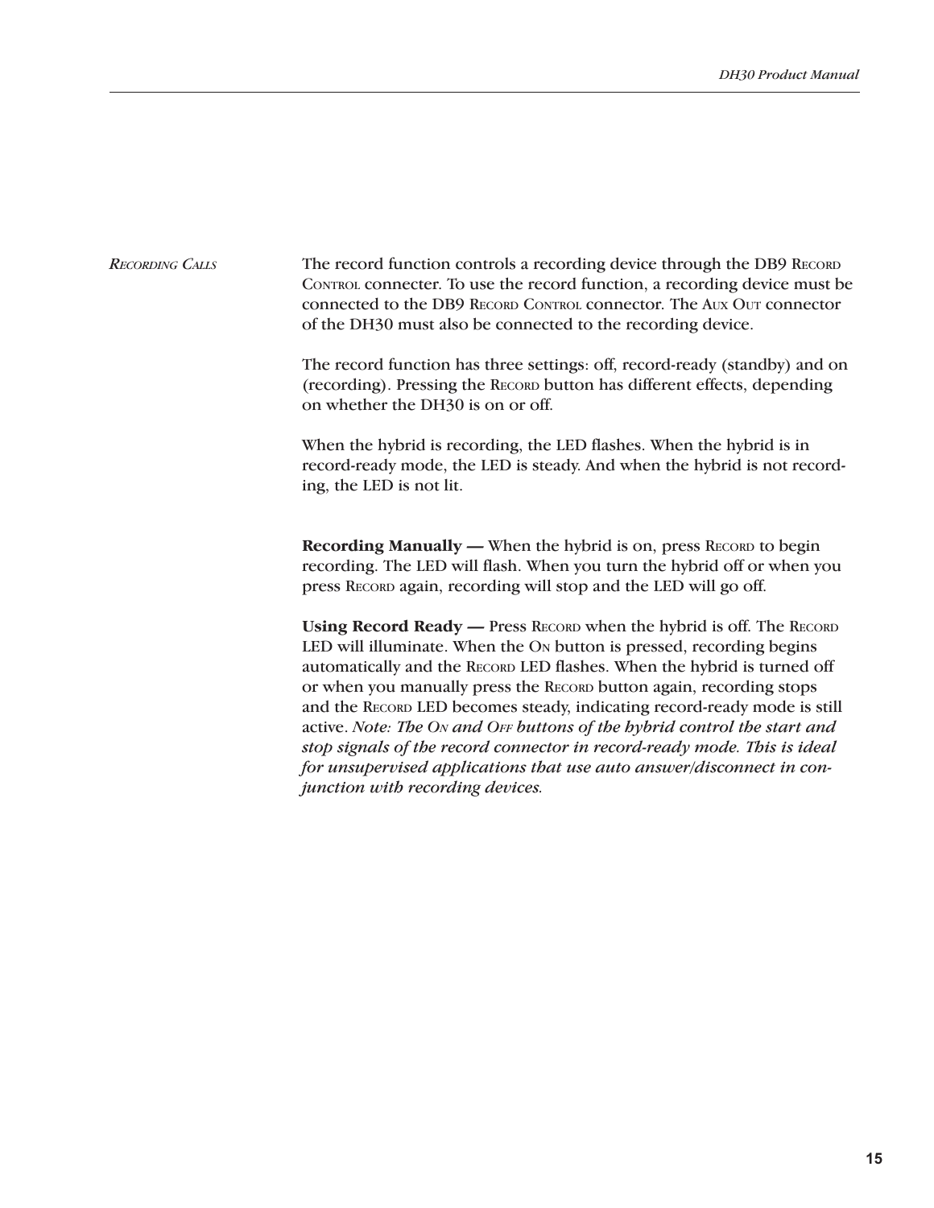## *Recording Calls*

The record function controls a recording device through the DB9 Record Control connecter. To use the record function, a recording device must be connected to the DB9 Record Control connector. The Aux Out connector of the DH30 must also be connected to the recording device.

The record function has three settings: off, record-ready (standby) and on (recording). Pressing the Record button has different effects, depending on whether the DH30 is on or off.

When the hybrid is recording, the LED flashes. When the hybrid is in record-ready mode, the LED is steady. And when the hybrid is not recording, the LED is not lit.

**Recording Manually —** When the hybrid is on, press Record to begin recording. The LED will flash. When you turn the hybrid off or when you press Record again, recording will stop and the LED will go off.

**Using Record Ready —** Press Record when the hybrid is off. The Record LED will illuminate. When the On button is pressed, recording begins automatically and the Record LED flashes. When the hybrid is turned off or when you manually press the Record button again, recording stops and the Record LED becomes steady, indicating record-ready mode is still active. *Note: The On and Off buttons of the hybrid control the start and stop signals of the record connector in record-ready mode. This is ideal for unsupervised applications that use auto answer/disconnect in conjunction with recording devices.*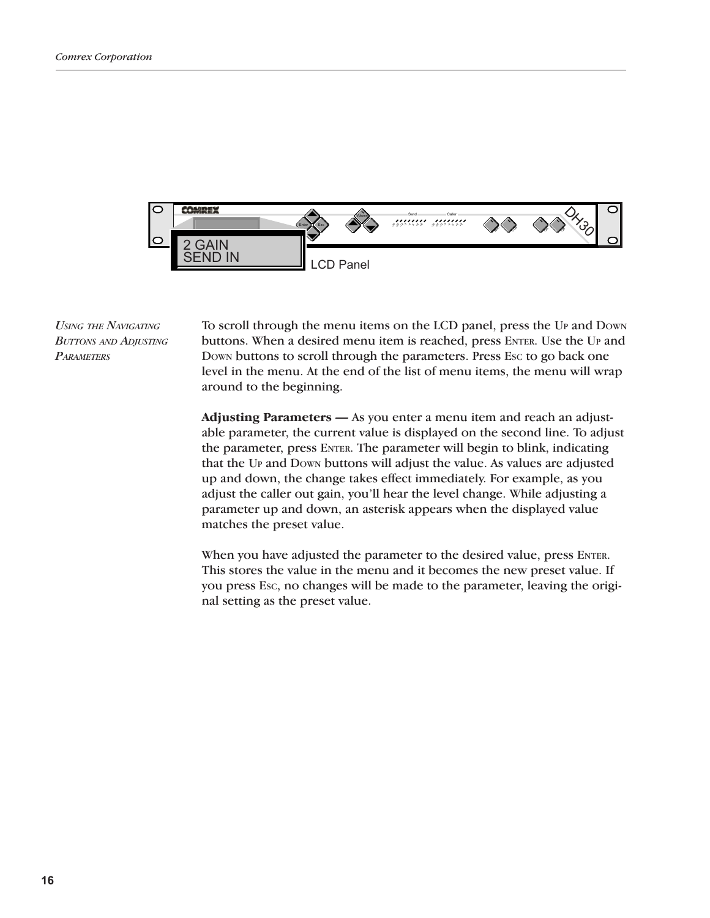2 GAIN
SEND IN

LCD Panel

*Using the Navigating Buttons and Adjusting Parameters*

To scroll through the menu items on the LCD panel, press the Up and Down buttons. When a desired menu item is reached, press Enter. Use the Up and Down buttons to scroll through the parameters. Press Esc to go back one level in the menu. At the end of the list of menu items, the menu will wrap around to the beginning.

**Adjusting Parameters —** As you enter a menu item and reach an adjustable parameter, the current value is displayed on the second line. To adjust the parameter, press Enter. The parameter will begin to blink, indicating that the Up and Down buttons will adjust the value. As values are adjusted up and down, the change takes effect immediately. For example, as you adjust the caller out gain, you'll hear the level change. While adjusting a parameter up and down, an asterisk appears when the displayed value matches the preset value.

When you have adjusted the parameter to the desired value, press Enter. This stores the value in the menu and it becomes the new preset value. If you press Esc, no changes will be made to the parameter, leaving the original setting as the preset value.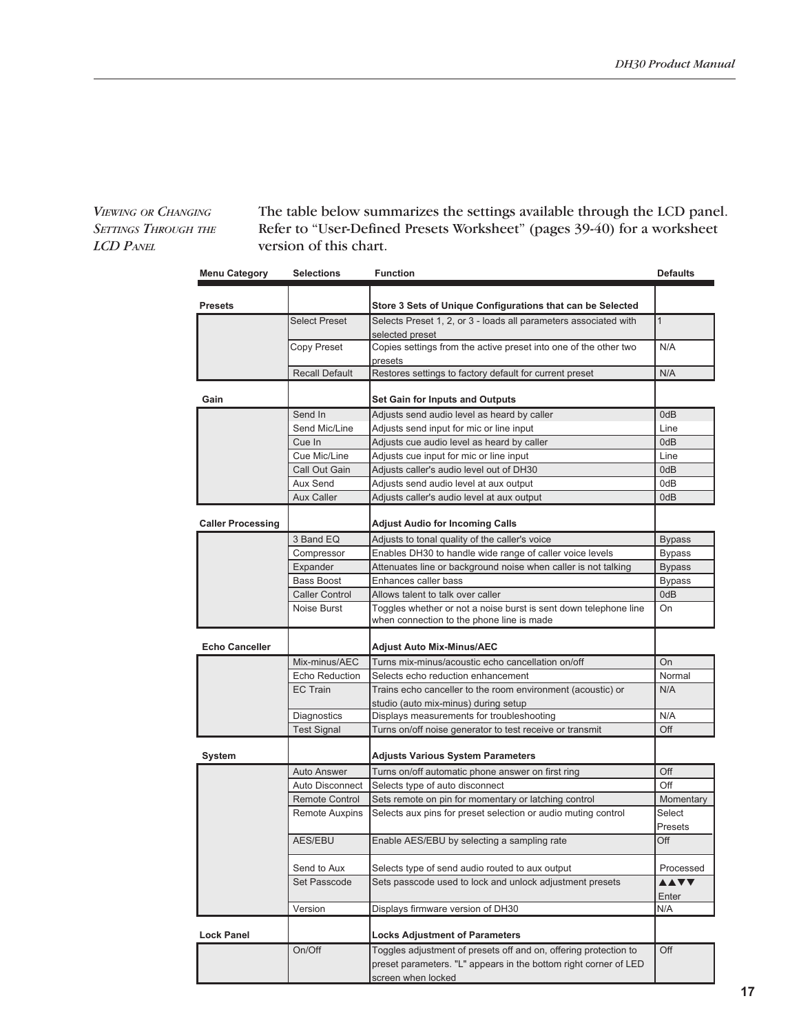### *Viewing or Changing Settings Through the LCD Panel*

The table below summarizes the settings available through the LCD panel. Refer to “User-Defined Presets Worksheet” (pages 39-40) for a worksheet version of this chart.

| Menu Category | Selections | Function | Defaults |
|---|---|---|---|
| **Presets** | | **Store 3 Sets of Unique Configurations that can be Selected** | |
| | Select Preset | Selects Preset 1, 2, or 3 - loads all parameters associated with selected preset | 1 |
| | Copy Preset | Copies settings from the active preset into one of the other two presets | N/A |
| | Recall Default | Restores settings to factory default for current preset | N/A |
| **Gain** | | **Set Gain for Inputs and Outputs** | |
| | Send In | Adjusts send audio level as heard by caller | 0dB |
| | Send Mic/Line | Adjusts send input for mic or line input | Line |
| | Cue In | Adjusts cue audio level as heard by caller | 0dB |
| | Cue Mic/Line | Adjusts cue input for mic or line input | Line |
| | Call Out Gain | Adjusts caller's audio level out of DH30 | 0dB |
| | Aux Send | Adjusts send audio level at aux output | 0dB |
| | Aux Caller | Adjusts caller's audio level at aux output | 0dB |
| **Caller Processing** | | **Adjust Audio for Incoming Calls** | |
| | 3 Band EQ | Adjusts to tonal quality of the caller's voice | Bypass |
| | Compressor | Enables DH30 to handle wide range of caller voice levels | Bypass |
| | Expander | Attenuates line or background noise when caller is not talking | Bypass |
| | Bass Boost | Enhances caller bass | Bypass |
| | Caller Control | Allows talent to talk over caller | 0dB |
| | Noise Burst | Toggles whether or not a noise burst is sent down telephone line when connection to the phone line is made | On |
| **Echo Canceller** | | **Adjust Auto Mix-Minus/AEC** | |
| | Mix-minus/AEC | Turns mix-minus/acoustic echo cancellation on/off | On |
| | Echo Reduction | Selects echo reduction enhancement | Normal |
| | EC Train | Trains echo canceller to the room environment (acoustic) or studio (auto mix-minus) during setup | N/A |
| | Diagnostics | Displays measurements for troubleshooting | N/A |
| | Test Signal | Turns on/off noise generator to test receive or transmit | Off |
| **System** | | **Adjusts Various System Parameters** | |
| | Auto Answer | Turns on/off automatic phone answer on first ring | Off |
| | Auto Disconnect | Selects type of auto disconnect | Off |
| | Remote Control | Sets remote on pin for momentary or latching control | Momentary |
| | Remote Auxpins | Selects aux pins for preset selection or audio muting control | Select Presets |
| | AES/EBU | Enable AES/EBU by selecting a sampling rate | Off |
| | Send to Aux | Selects type of send audio routed to aux output | Processed |
| | Set Passcode | Sets passcode used to lock and unlock adjustment presets | ▲▲▼▼ Enter |
| | Version | Displays firmware version of DH30 | N/A |
| **Lock Panel** | | **Locks Adjustment of Parameters** | |
| | On/Off | Toggles adjustment of presets off and on, offering protection to preset parameters. "L" appears in the bottom right corner of LED screen when locked | Off |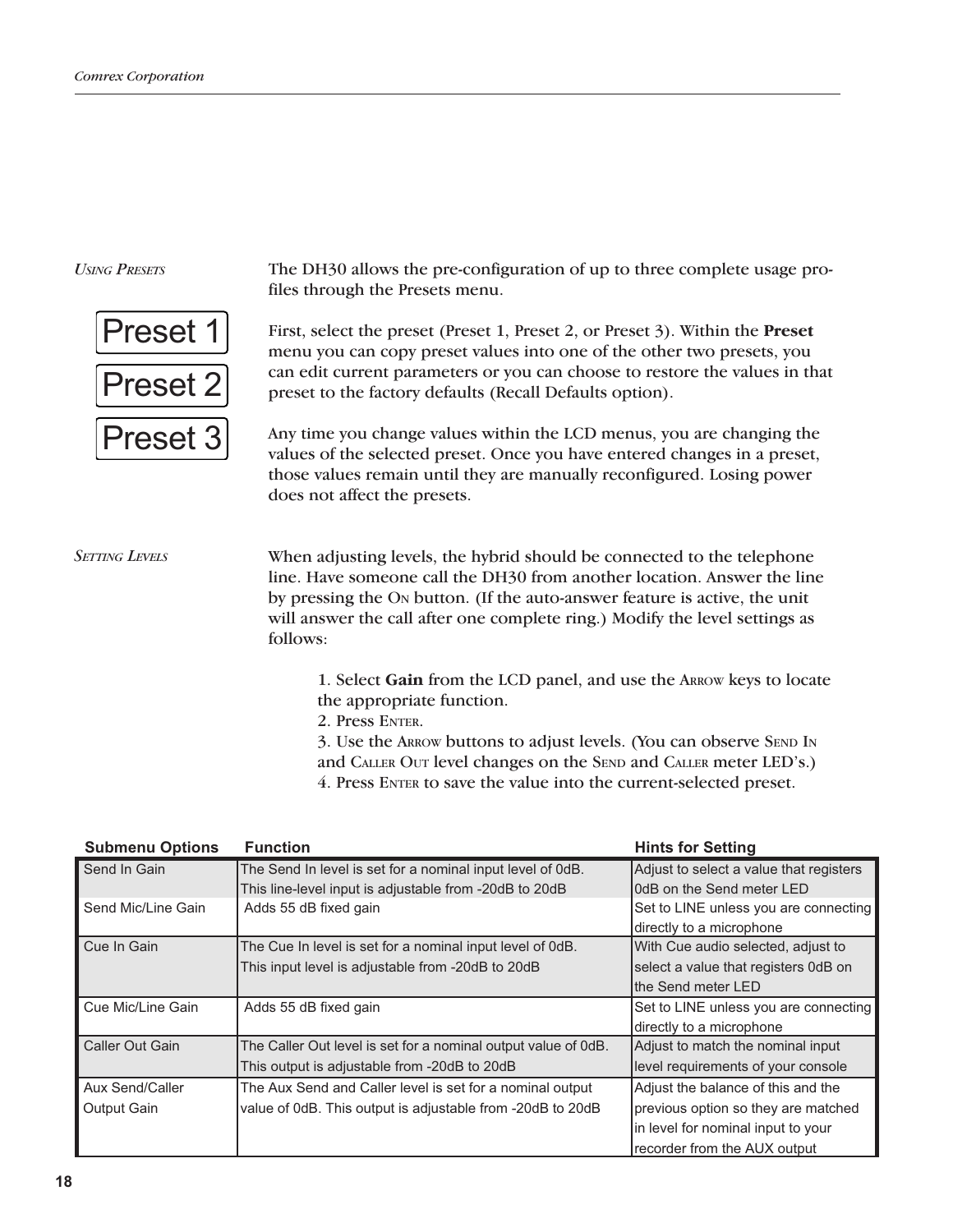## Using Presets

Preset 1

Preset 2

Preset 3

The DH30 allows the pre-configuration of up to three complete usage profiles through the Presets menu.

First, select the preset (Preset 1, Preset 2, or Preset 3). Within the **Preset** menu you can copy preset values into one of the other two presets, you can edit current parameters or you can choose to restore the values in that preset to the factory defaults (Recall Defaults option).

Any time you change values within the LCD menus, you are changing the values of the selected preset. Once you have entered changes in a preset, those values remain until they are manually reconfigured. Losing power does not affect the presets.

## Setting Levels

When adjusting levels, the hybrid should be connected to the telephone line. Have someone call the DH30 from another location. Answer the line by pressing the On button. (If the auto-answer feature is active, the unit will answer the call after one complete ring.) Modify the level settings as follows:

1. Select **Gain** from the LCD panel, and use the Arrow keys to locate the appropriate function.
2. Press Enter.
3. Use the Arrow buttons to adjust levels. (You can observe Send In and Caller Out level changes on the Send and Caller meter LED's.)
4. Press Enter to save the value into the current-selected preset.

| Submenu Options | Function | Hints for Setting |
|---|---|---|
| Send In Gain | The Send In level is set for a nominal input level of 0dB. This line-level input is adjustable from -20dB to 20dB | Adjust to select a value that registers 0dB on the Send meter LED |
| Send Mic/Line Gain | Adds 55 dB fixed gain | Set to LINE unless you are connecting directly to a microphone |
| Cue In Gain | The Cue In level is set for a nominal input level of 0dB. This input level is adjustable from -20dB to 20dB | With Cue audio selected, adjust to select a value that registers 0dB on the Send meter LED |
| Cue Mic/Line Gain | Adds 55 dB fixed gain | Set to LINE unless you are connecting directly to a microphone |
| Caller Out Gain | The Caller Out level is set for a nominal output value of 0dB. This output is adjustable from -20dB to 20dB | Adjust to match the nominal input level requirements of your console |
| Aux Send/Caller Output Gain | The Aux Send and Caller level is set for a nominal output value of 0dB. This output is adjustable from -20dB to 20dB | Adjust the balance of this and the previous option so they are matched in level for nominal input to your recorder from the AUX output |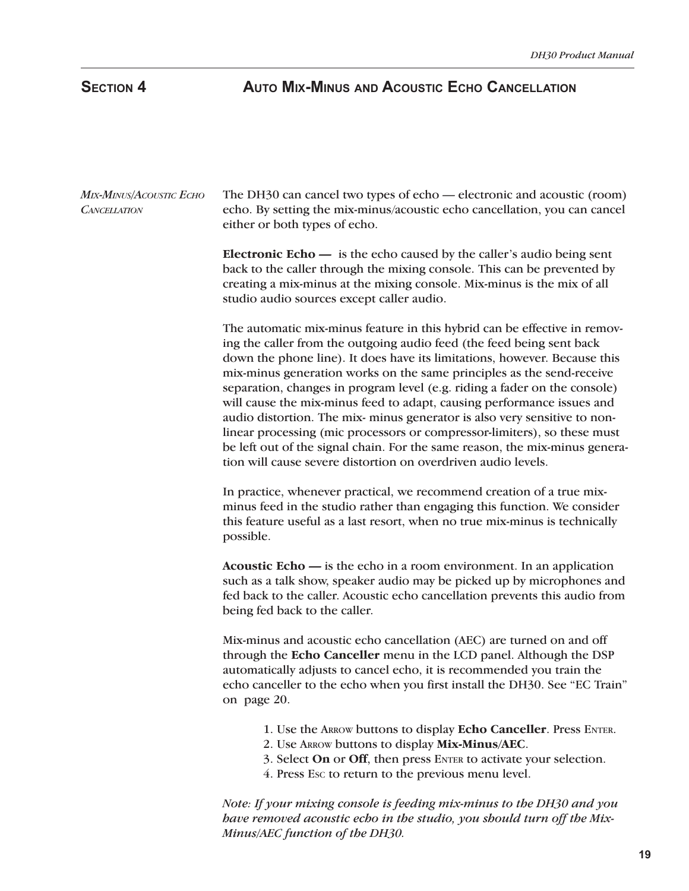# Section 4 Auto Mix-Minus and Acoustic Echo Cancellation

### *Mix-Minus/Acoustic Echo Cancellation*

The DH30 can cancel two types of echo — electronic and acoustic (room) echo. By setting the mix-minus/acoustic echo cancellation, you can cancel either or both types of echo.

**Electronic Echo —** is the echo caused by the caller's audio being sent back to the caller through the mixing console. This can be prevented by creating a mix-minus at the mixing console. Mix-minus is the mix of all studio audio sources except caller audio.

The automatic mix-minus feature in this hybrid can be effective in removing the caller from the outgoing audio feed (the feed being sent back down the phone line). It does have its limitations, however. Because this mix-minus generation works on the same principles as the send-receive separation, changes in program level (e.g. riding a fader on the console) will cause the mix-minus feed to adapt, causing performance issues and audio distortion. The mix- minus generator is also very sensitive to non-linear processing (mic processors or compressor-limiters), so these must be left out of the signal chain. For the same reason, the mix-minus generation will cause severe distortion on overdriven audio levels.

In practice, whenever practical, we recommend creation of a true mix-minus feed in the studio rather than engaging this function. We consider this feature useful as a last resort, when no true mix-minus is technically possible.

**Acoustic Echo —** is the echo in a room environment. In an application such as a talk show, speaker audio may be picked up by microphones and fed back to the caller. Acoustic echo cancellation prevents this audio from being fed back to the caller.

Mix-minus and acoustic echo cancellation (AEC) are turned on and off through the **Echo Canceller** menu in the LCD panel. Although the DSP automatically adjusts to cancel echo, it is recommended you train the echo canceller to the echo when you first install the DH30. See "EC Train" on page 20.

1. Use the Arrow buttons to display **Echo Canceller**. Press Enter.
2. Use Arrow buttons to display **Mix-Minus/AEC**.
3. Select **On** or **Off**, then press Enter to activate your selection.
4. Press Esc to return to the previous menu level.

*Note: If your mixing console is feeding mix-minus to the DH30 and you have removed acoustic echo in the studio, you should turn off the Mix-Minus/AEC function of the DH30.*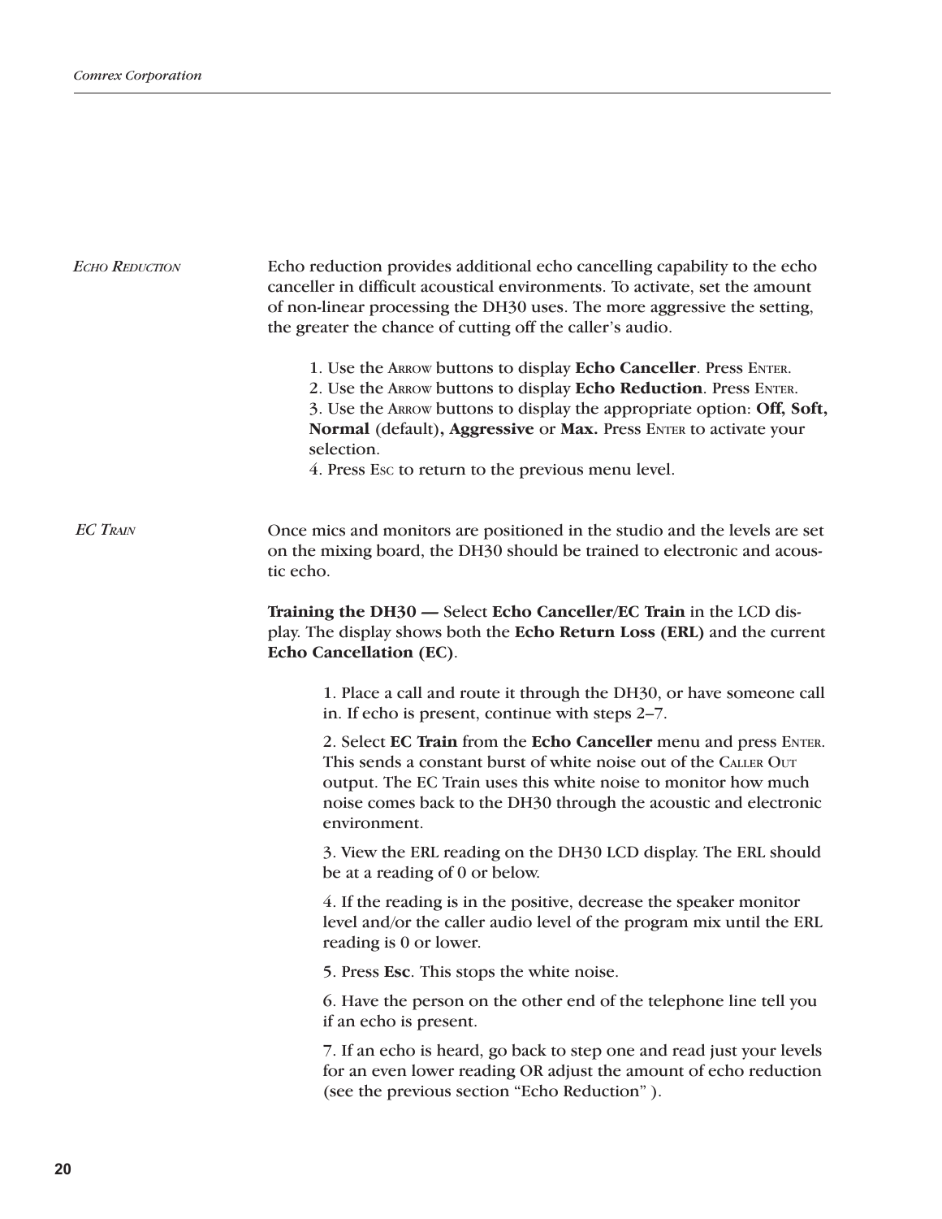## Echo Reduction

Echo reduction provides additional echo cancelling capability to the echo canceller in difficult acoustical environments. To activate, set the amount of non-linear processing the DH30 uses. The more aggressive the setting, the greater the chance of cutting off the caller's audio.

1. Use the ARROW buttons to display **Echo Canceller**. Press ENTER.
2. Use the ARROW buttons to display **Echo Reduction**. Press ENTER.
3. Use the ARROW buttons to display the appropriate option: **Off, Soft, Normal** (default)**, Aggressive** or **Max.** Press ENTER to activate your selection.
4. Press ESC to return to the previous menu level.

## EC Train

Once mics and monitors are positioned in the studio and the levels are set on the mixing board, the DH30 should be trained to electronic and acoustic echo.

**Training the DH30 —** Select **Echo Canceller/EC Train** in the LCD display. The display shows both the **Echo Return Loss (ERL)** and the current **Echo Cancellation (EC)**.

1. Place a call and route it through the DH30, or have someone call in. If echo is present, continue with steps 2–7.

2. Select **EC Train** from the **Echo Canceller** menu and press ENTER. This sends a constant burst of white noise out of the CALLER OUT output. The EC Train uses this white noise to monitor how much noise comes back to the DH30 through the acoustic and electronic environment.

3. View the ERL reading on the DH30 LCD display. The ERL should be at a reading of 0 or below.

4. If the reading is in the positive, decrease the speaker monitor level and/or the caller audio level of the program mix until the ERL reading is 0 or lower.

5. Press **Esc**. This stops the white noise.

6. Have the person on the other end of the telephone line tell you if an echo is present.

7. If an echo is heard, go back to step one and read just your levels for an even lower reading OR adjust the amount of echo reduction (see the previous section "Echo Reduction" ).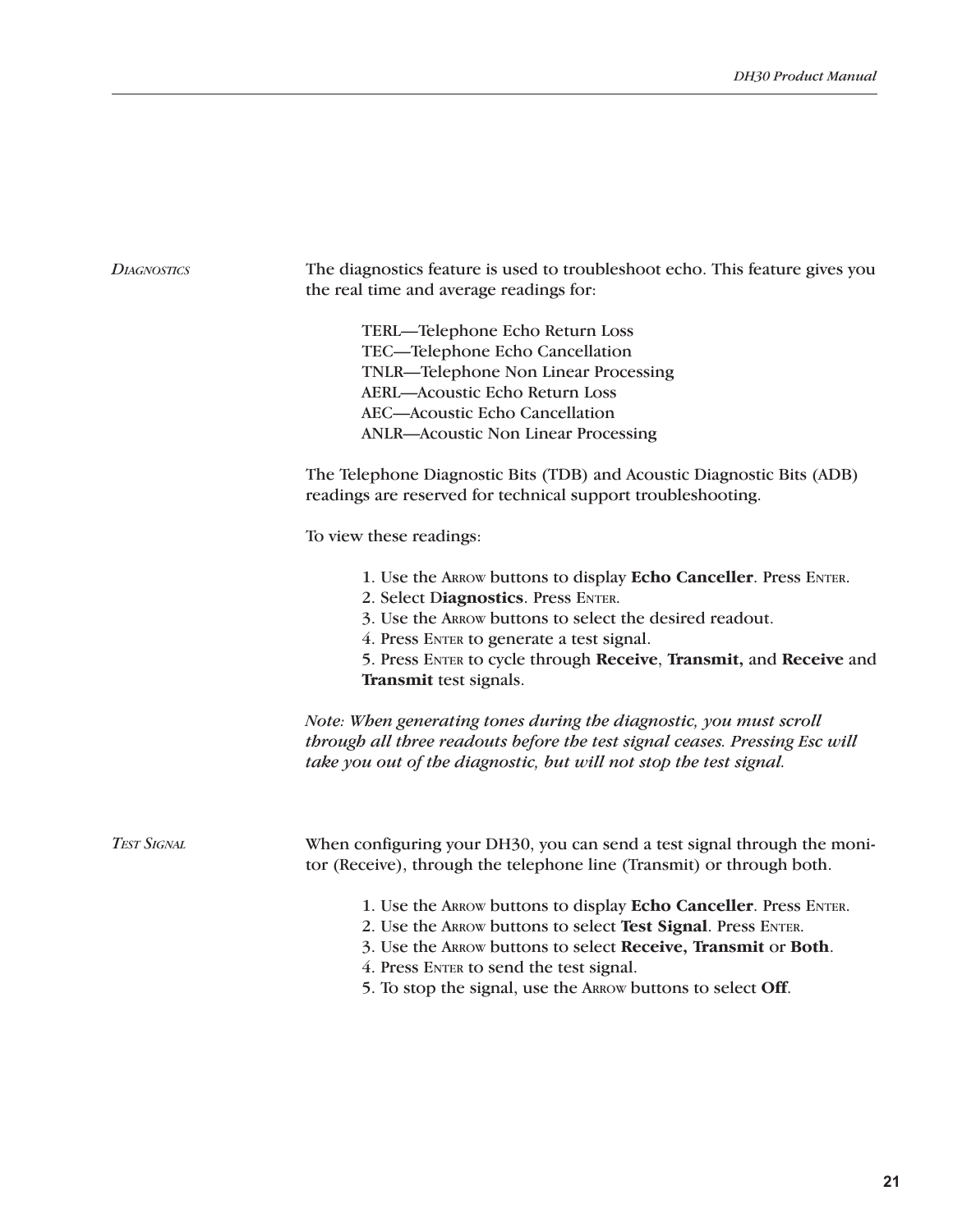### *Diagnostics*

The diagnostics feature is used to troubleshoot echo. This feature gives you the real time and average readings for:

TERL—Telephone Echo Return Loss
TEC—Telephone Echo Cancellation
TNLR—Telephone Non Linear Processing
AERL—Acoustic Echo Return Loss
AEC—Acoustic Echo Cancellation
ANLR—Acoustic Non Linear Processing

The Telephone Diagnostic Bits (TDB) and Acoustic Diagnostic Bits (ADB) readings are reserved for technical support troubleshooting.

To view these readings:

1. Use the Arrow buttons to display **Echo Canceller**. Press Enter.
2. Select D**iagnostics**. Press Enter.
3. Use the Arrow buttons to select the desired readout.
4. Press Enter to generate a test signal.
5. Press Enter to cycle through **Receive**, **Transmit,** and **Receive** and **Transmit** test signals.

*Note: When generating tones during the diagnostic, you must scroll through all three readouts before the test signal ceases. Pressing Esc will take you out of the diagnostic, but will not stop the test signal.*

### *Test Signal*

When configuring your DH30, you can send a test signal through the monitor (Receive), through the telephone line (Transmit) or through both.

1. Use the Arrow buttons to display **Echo Canceller**. Press Enter.
2. Use the Arrow buttons to select **Test Signal**. Press Enter.
3. Use the Arrow buttons to select **Receive, Transmit** or **Both**.
4. Press Enter to send the test signal.
5. To stop the signal, use the Arrow buttons to select **Off**.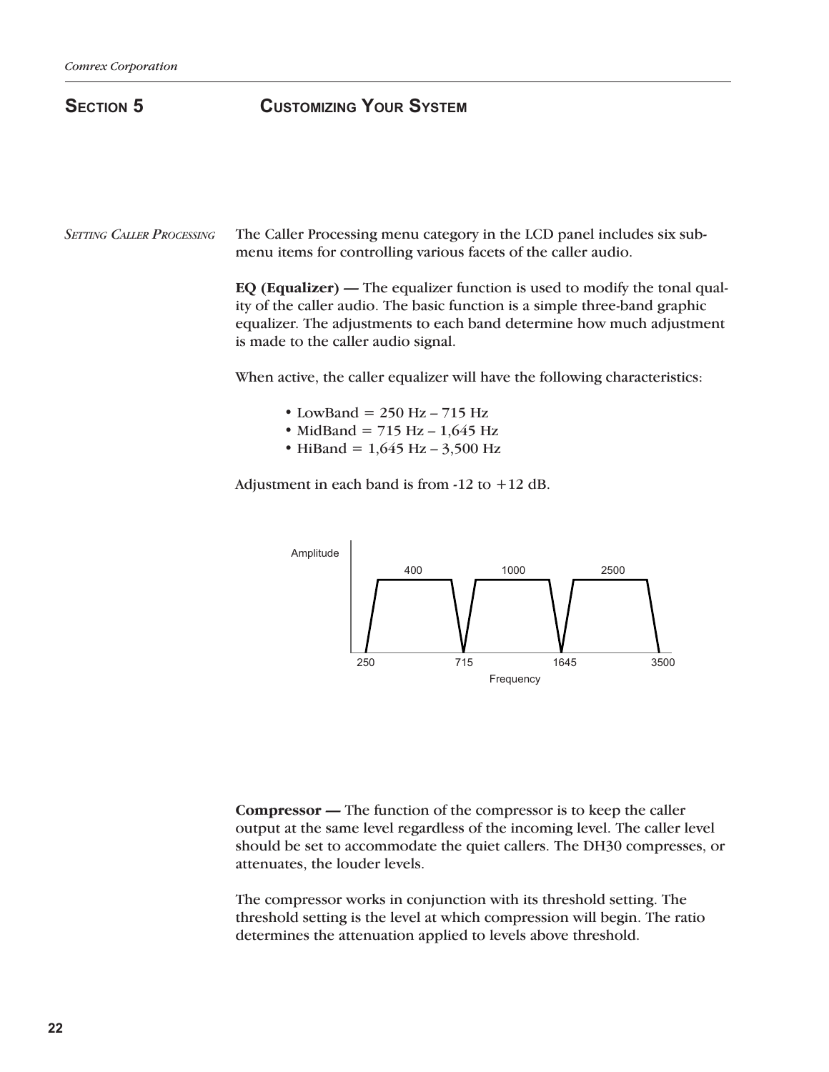# Section 5 Customizing Your System

*Setting Caller Processing*

The Caller Processing menu category in the LCD panel includes six sub-menu items for controlling various facets of the caller audio.

**EQ (Equalizer) —** The equalizer function is used to modify the tonal quality of the caller audio. The basic function is a simple three-band graphic equalizer. The adjustments to each band determine how much adjustment is made to the caller audio signal.

When active, the caller equalizer will have the following characteristics:

- LowBand = 250 Hz – 715 Hz
- MidBand = 715 Hz – 1,645 Hz
- HiBand = 1,645 Hz – 3,500 Hz

Adjustment in each band is from -12 to +12 dB.

Amplitude

400 1000 2500

250 715 1645 3500

Frequency

**Compressor —** The function of the compressor is to keep the caller output at the same level regardless of the incoming level. The caller level should be set to accommodate the quiet callers. The DH30 compresses, or attenuates, the louder levels.

The compressor works in conjunction with its threshold setting. The threshold setting is the level at which compression will begin. The ratio determines the attenuation applied to levels above threshold.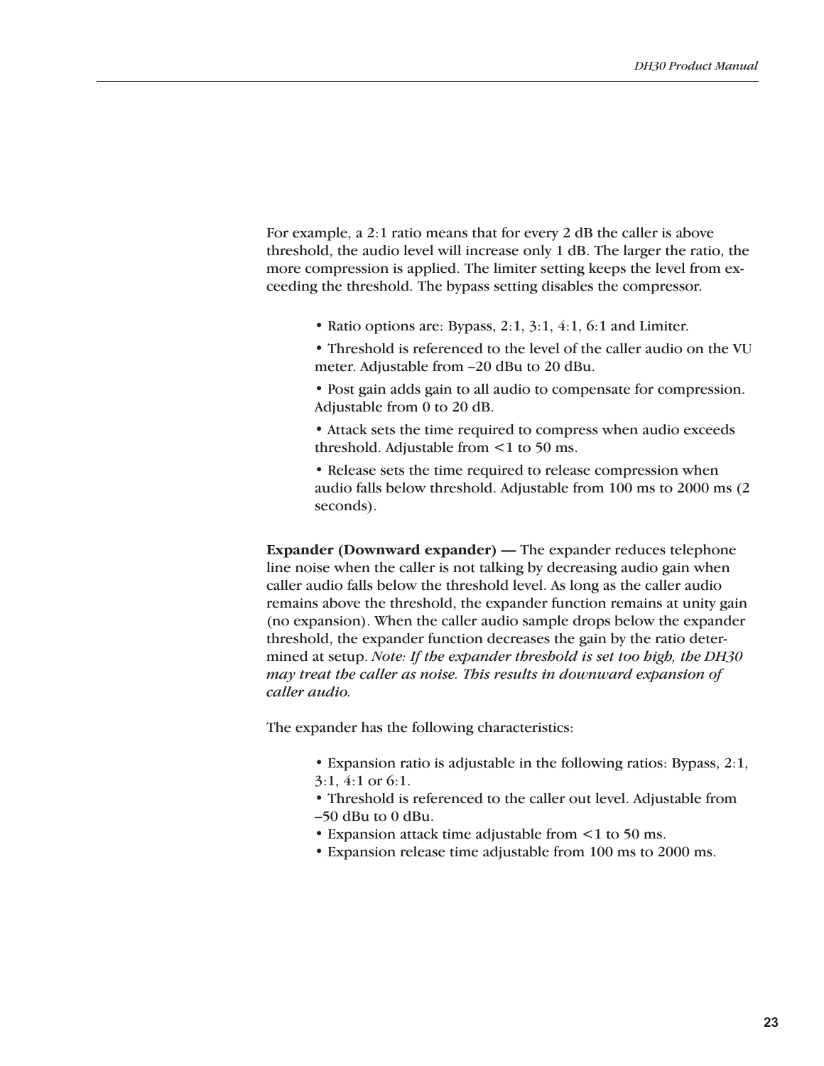For example, a 2:1 ratio means that for every 2 dB the caller is above threshold, the audio level will increase only 1 dB. The larger the ratio, the more compression is applied. The limiter setting keeps the level from exceeding the threshold. The bypass setting disables the compressor.

- Ratio options are: Bypass, 2:1, 3:1, 4:1, 6:1 and Limiter.
- Threshold is referenced to the level of the caller audio on the VU meter. Adjustable from –20 dBu to 20 dBu.
- Post gain adds gain to all audio to compensate for compression. Adjustable from 0 to 20 dB.
- Attack sets the time required to compress when audio exceeds threshold. Adjustable from <1 to 50 ms.
- Release sets the time required to release compression when audio falls below threshold. Adjustable from 100 ms to 2000 ms (2 seconds).

**Expander (Downward expander) —** The expander reduces telephone line noise when the caller is not talking by decreasing audio gain when caller audio falls below the threshold level. As long as the caller audio remains above the threshold, the expander function remains at unity gain (no expansion). When the caller audio sample drops below the expander threshold, the expander function decreases the gain by the ratio determined at setup. *Note: If the expander threshold is set too high, the DH30 may treat the caller as noise. This results in downward expansion of caller audio.*

The expander has the following characteristics:

- Expansion ratio is adjustable in the following ratios: Bypass, 2:1, 3:1, 4:1 or 6:1.
- Threshold is referenced to the caller out level. Adjustable from –50 dBu to 0 dBu.
- Expansion attack time adjustable from <1 to 50 ms.
- Expansion release time adjustable from 100 ms to 2000 ms.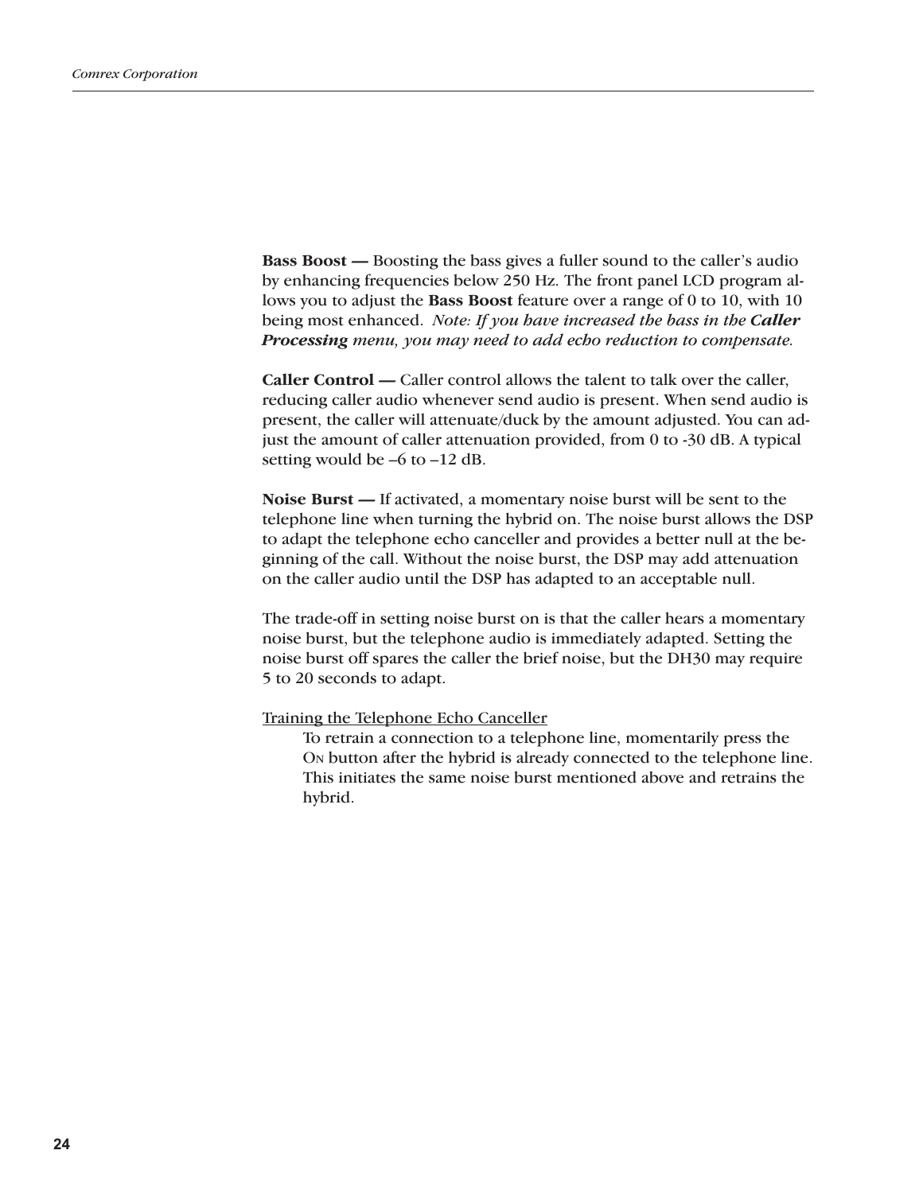**Bass Boost —** Boosting the bass gives a fuller sound to the caller's audio by enhancing frequencies below 250 Hz. The front panel LCD program allows you to adjust the **Bass Boost** feature over a range of 0 to 10, with 10 being most enhanced. *Note: If you have increased the bass in the **Caller Processing** menu, you may need to add echo reduction to compensate.*

**Caller Control —** Caller control allows the talent to talk over the caller, reducing caller audio whenever send audio is present. When send audio is present, the caller will attenuate/duck by the amount adjusted. You can adjust the amount of caller attenuation provided, from 0 to -30 dB. A typical setting would be –6 to –12 dB.

**Noise Burst —** If activated, a momentary noise burst will be sent to the telephone line when turning the hybrid on. The noise burst allows the DSP to adapt the telephone echo canceller and provides a better null at the beginning of the call. Without the noise burst, the DSP may add attenuation on the caller audio until the DSP has adapted to an acceptable null.

The trade-off in setting noise burst on is that the caller hears a momentary noise burst, but the telephone audio is immediately adapted. Setting the noise burst off spares the caller the brief noise, but the DH30 may require 5 to 20 seconds to adapt.

Training the Telephone Echo Canceller

To retrain a connection to a telephone line, momentarily press the ON button after the hybrid is already connected to the telephone line. This initiates the same noise burst mentioned above and retrains the hybrid.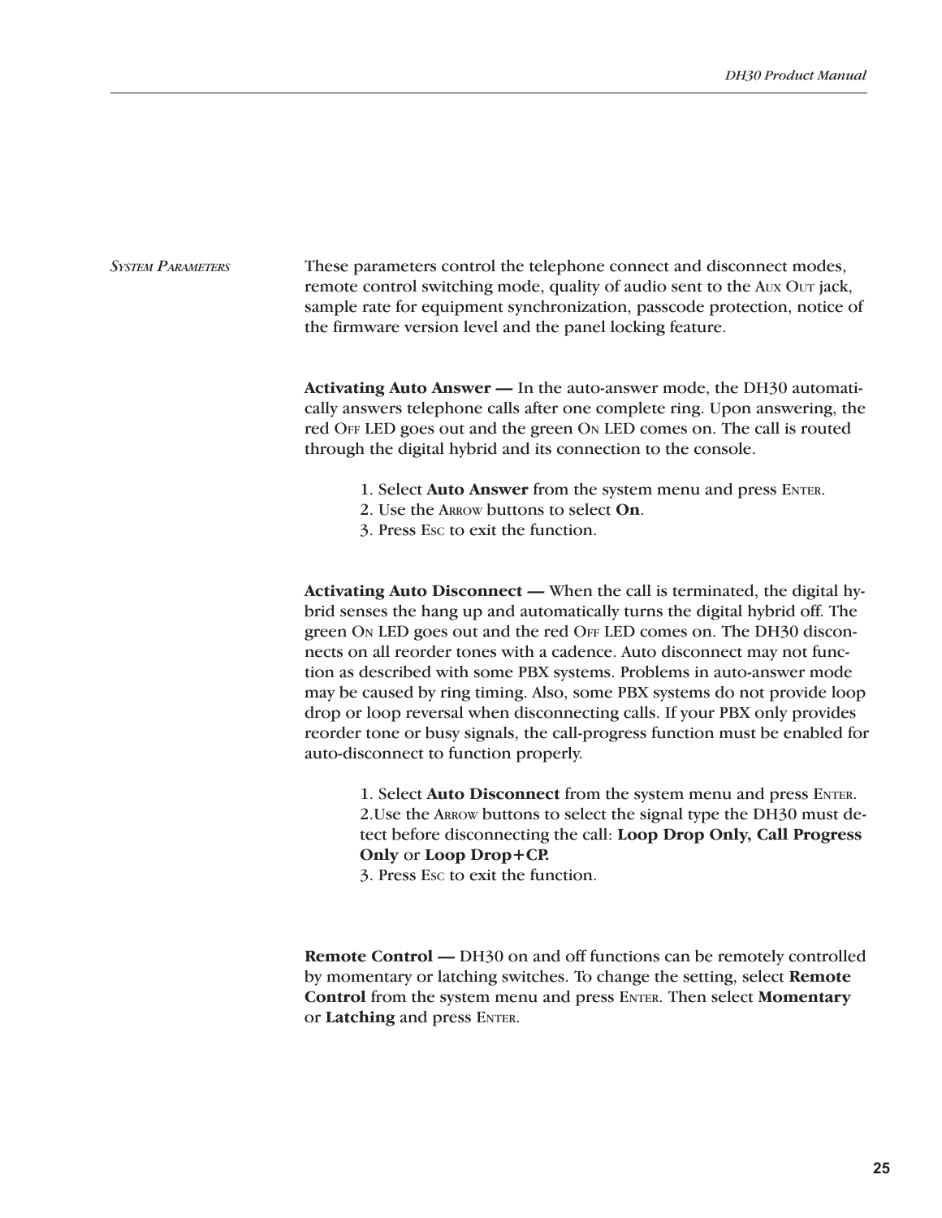## *System Parameters*

These parameters control the telephone connect and disconnect modes, remote control switching mode, quality of audio sent to the Aux Out jack, sample rate for equipment synchronization, passcode protection, notice of the firmware version level and the panel locking feature.

**Activating Auto Answer —** In the auto-answer mode, the DH30 automatically answers telephone calls after one complete ring. Upon answering, the red Off LED goes out and the green On LED comes on. The call is routed through the digital hybrid and its connection to the console.

1. Select **Auto Answer** from the system menu and press Enter.
2. Use the Arrow buttons to select **On**.
3. Press Esc to exit the function.

**Activating Auto Disconnect —** When the call is terminated, the digital hybrid senses the hang up and automatically turns the digital hybrid off. The green On LED goes out and the red Off LED comes on. The DH30 disconnects on all reorder tones with a cadence. Auto disconnect may not function as described with some PBX systems. Problems in auto-answer mode may be caused by ring timing. Also, some PBX systems do not provide loop drop or loop reversal when disconnecting calls. If your PBX only provides reorder tone or busy signals, the call-progress function must be enabled for auto-disconnect to function properly.

1. Select **Auto Disconnect** from the system menu and press Enter.
2. Use the Arrow buttons to select the signal type the DH30 must detect before disconnecting the call: **Loop Drop Only, Call Progress Only** or **Loop Drop+CP.**
3. Press Esc to exit the function.

**Remote Control —** DH30 on and off functions can be remotely controlled by momentary or latching switches. To change the setting, select **Remote Control** from the system menu and press Enter. Then select **Momentary** or **Latching** and press Enter.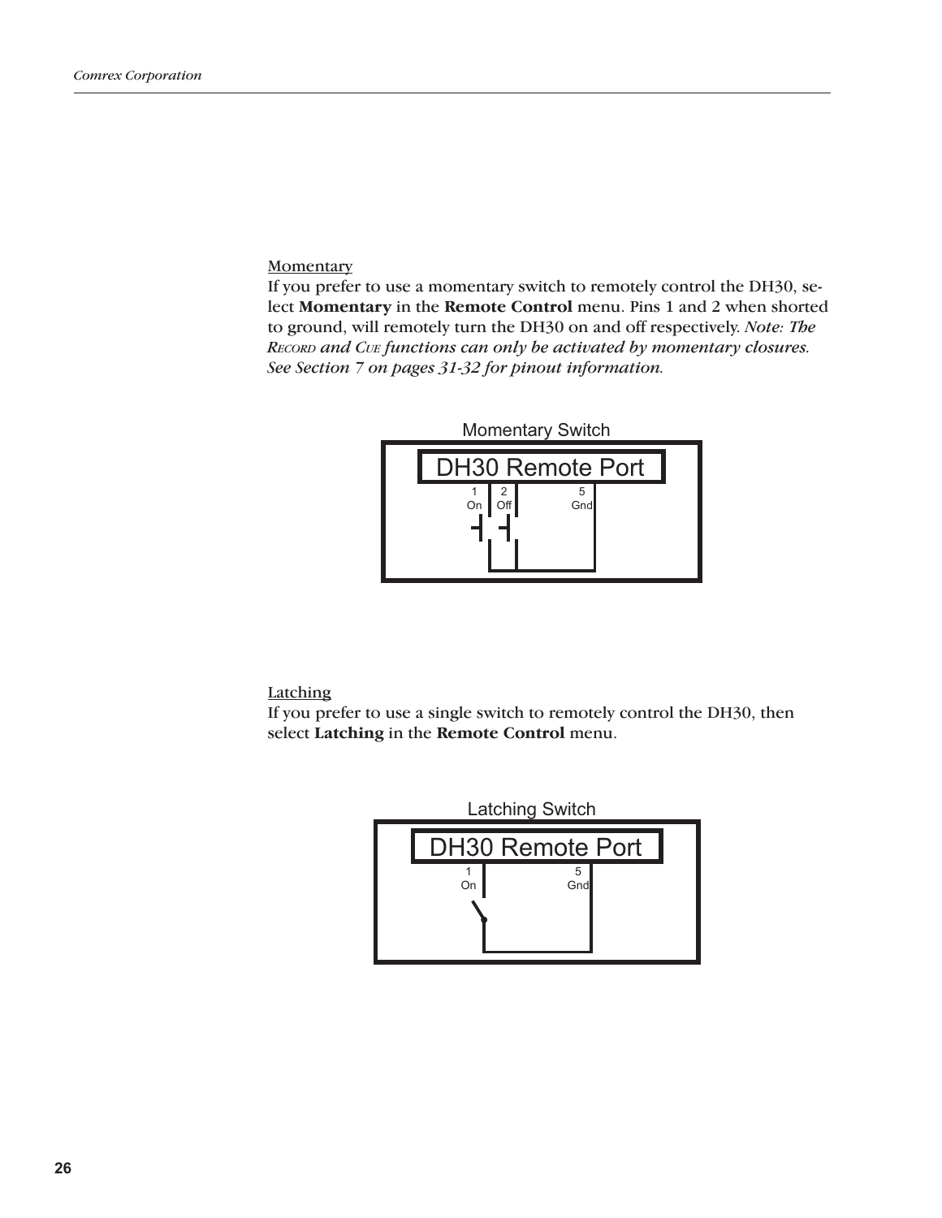Momentary

If you prefer to use a momentary switch to remotely control the DH30, select **Momentary** in the **Remote Control** menu. Pins 1 and 2 when shorted to ground, will remotely turn the DH30 on and off respectively. *Note: The Record and Cue functions can only be activated by momentary closures. See Section 7 on pages 31-32 for pinout information.*

Momentary Switch

DH30 Remote Port

1 On 2 Off 5 Gnd

Latching

If you prefer to use a single switch to remotely control the DH30, then select **Latching** in the **Remote Control** menu.

Latching Switch

DH30 Remote Port

1 On 5 Gnd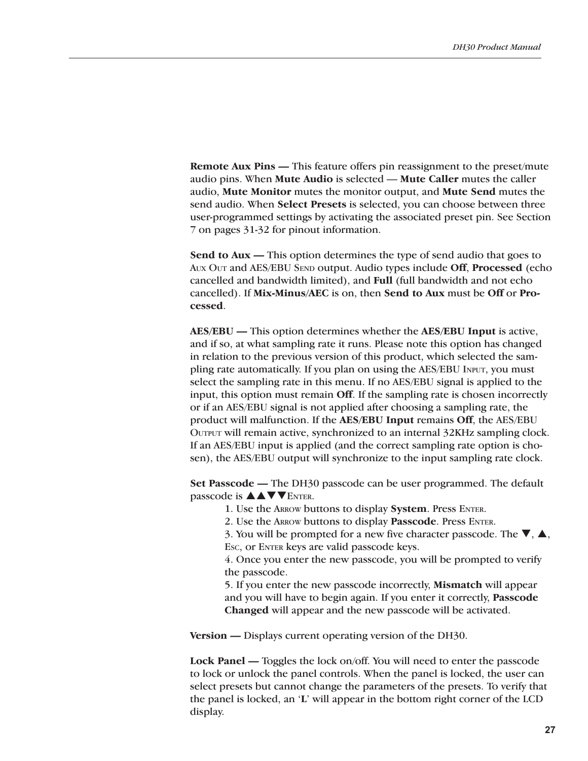**Remote Aux Pins —** This feature offers pin reassignment to the preset/mute audio pins. When **Mute Audio** is selected — **Mute Caller** mutes the caller audio, **Mute Monitor** mutes the monitor output, and **Mute Send** mutes the send audio. When **Select Presets** is selected, you can choose between three user-programmed settings by activating the associated preset pin. See Section 7 on pages 31-32 for pinout information.

**Send to Aux —** This option determines the type of send audio that goes to AUX OUT and AES/EBU SEND output. Audio types include **Off**, **Processed** (echo cancelled and bandwidth limited), and **Full** (full bandwidth and not echo cancelled). If **Mix-Minus/AEC** is on, then **Send to Aux** must be **Off** or **Processed**.

**AES/EBU —** This option determines whether the **AES/EBU Input** is active, and if so, at what sampling rate it runs. Please note this option has changed in relation to the previous version of this product, which selected the sampling rate automatically. If you plan on using the AES/EBU INPUT, you must select the sampling rate in this menu. If no AES/EBU signal is applied to the input, this option must remain **Off**. If the sampling rate is chosen incorrectly or if an AES/EBU signal is not applied after choosing a sampling rate, the product will malfunction. If the **AES/EBU Input** remains **Off**, the AES/EBU OUTPUT will remain active, synchronized to an internal 32KHz sampling clock. If an AES/EBU input is applied (and the correct sampling rate option is chosen), the AES/EBU output will synchronize to the input sampling rate clock.

**Set Passcode —** The DH30 passcode can be user programmed. The default passcode is ▲▲▼▼ENTER.

1. Use the ARROW buttons to display **System**. Press ENTER.
2. Use the ARROW buttons to display **Passcode**. Press ENTER.
3. You will be prompted for a new five character passcode. The ▼, ▲, ESC, or ENTER keys are valid passcode keys.
4. Once you enter the new passcode, you will be prompted to verify the passcode.
5. If you enter the new passcode incorrectly, **Mismatch** will appear and you will have to begin again. If you enter it correctly, **Passcode Changed** will appear and the new passcode will be activated.

**Version —** Displays current operating version of the DH30.

**Lock Panel —** Toggles the lock on/off. You will need to enter the passcode to lock or unlock the panel controls. When the panel is locked, the user can select presets but cannot change the parameters of the presets. To verify that the panel is locked, an '**L**' will appear in the bottom right corner of the LCD display.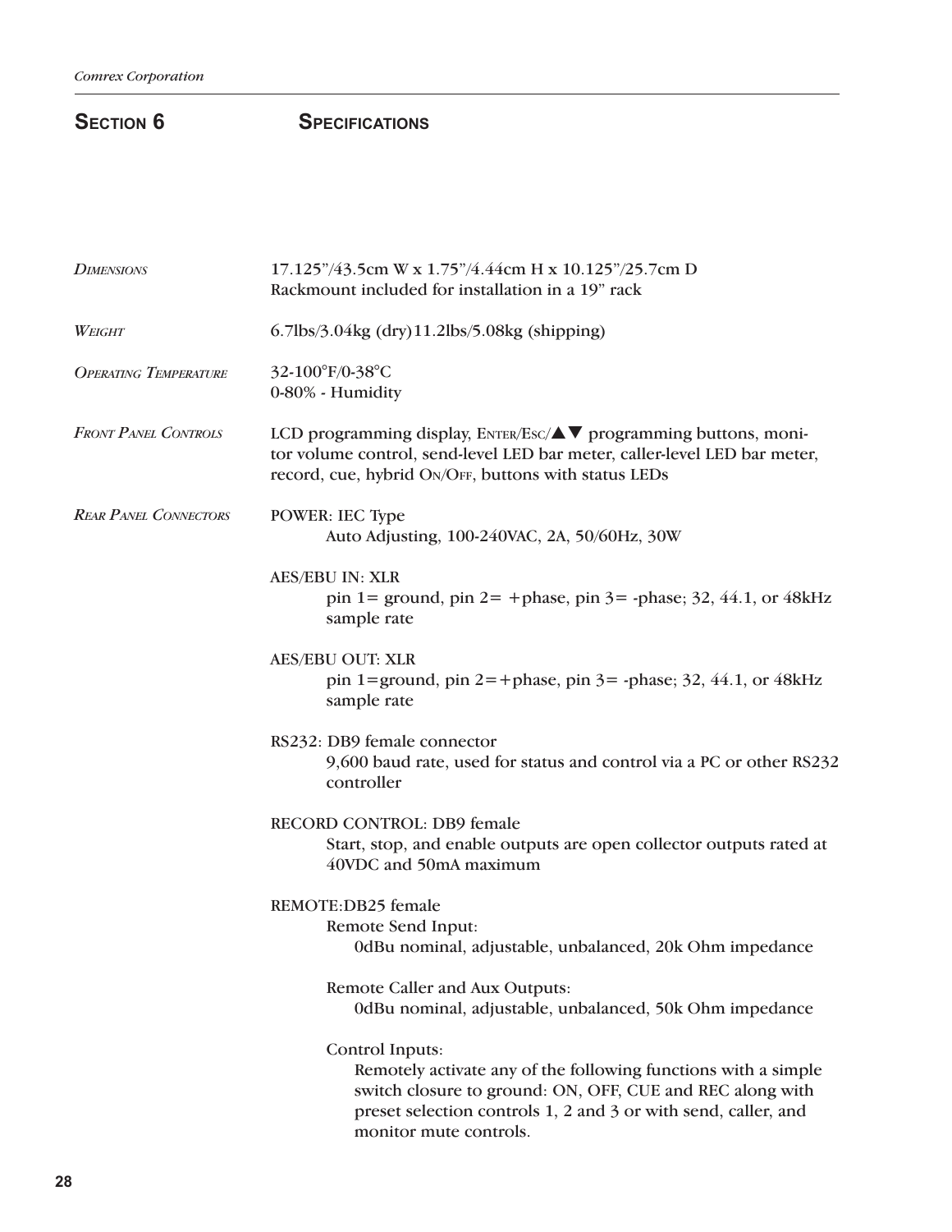## Section 6 Specifications

*Dimensions*

17.125"/43.5cm W x 1.75"/4.44cm H x 10.125"/25.7cm D
Rackmount included for installation in a 19" rack

*Weight*

6.7lbs/3.04kg (dry)11.2lbs/5.08kg (shipping)

*Operating Temperature*

32-100°F/0-38°C
0-80% - Humidity

*Front Panel Controls*

LCD programming display, Enter/Esc/▲▼ programming buttons, monitor volume control, send-level LED bar meter, caller-level LED bar meter, record, cue, hybrid On/Off, buttons with status LEDs

*Rear Panel Connectors*

POWER: IEC Type
Auto Adjusting, 100-240VAC, 2A, 50/60Hz, 30W

AES/EBU IN: XLR
pin 1= ground, pin 2= +phase, pin 3= -phase; 32, 44.1, or 48kHz sample rate

AES/EBU OUT: XLR
pin 1=ground, pin 2=+phase, pin 3= -phase; 32, 44.1, or 48kHz sample rate

RS232: DB9 female connector
9,600 baud rate, used for status and control via a PC or other RS232 controller

RECORD CONTROL: DB9 female
Start, stop, and enable outputs are open collector outputs rated at 40VDC and 50mA maximum

REMOTE:DB25 female

Remote Send Input:
0dBu nominal, adjustable, unbalanced, 20k Ohm impedance

Remote Caller and Aux Outputs:
0dBu nominal, adjustable, unbalanced, 50k Ohm impedance

Control Inputs:
Remotely activate any of the following functions with a simple switch closure to ground: ON, OFF, CUE and REC along with preset selection controls 1, 2 and 3 or with send, caller, and monitor mute controls.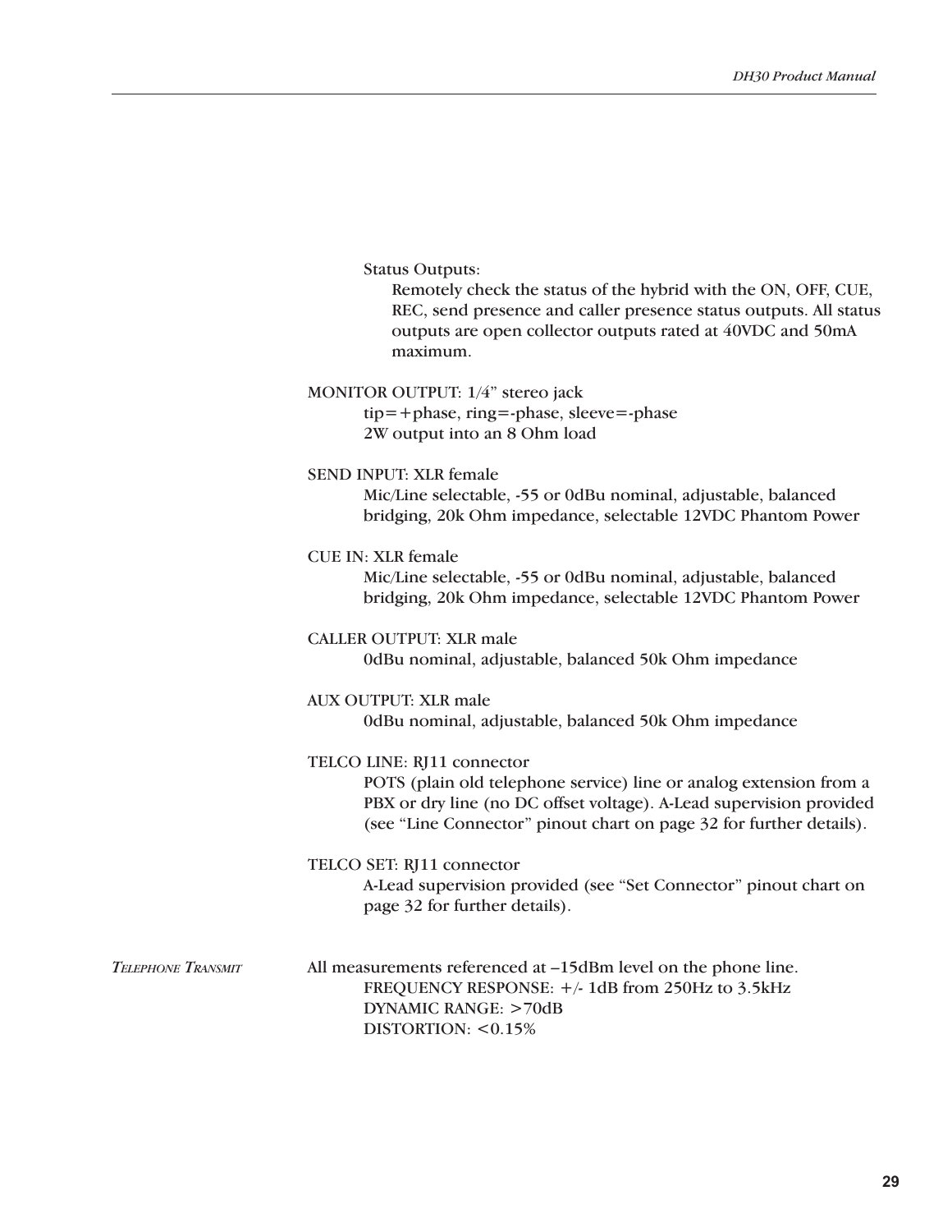Status Outputs:

Remotely check the status of the hybrid with the ON, OFF, CUE, REC, send presence and caller presence status outputs. All status outputs are open collector outputs rated at 40VDC and 50mA maximum.

MONITOR OUTPUT: 1/4" stereo jack

tip=+phase, ring=-phase, sleeve=-phase
2W output into an 8 Ohm load

SEND INPUT: XLR female

Mic/Line selectable, -55 or 0dBu nominal, adjustable, balanced bridging, 20k Ohm impedance, selectable 12VDC Phantom Power

CUE IN: XLR female

Mic/Line selectable, -55 or 0dBu nominal, adjustable, balanced bridging, 20k Ohm impedance, selectable 12VDC Phantom Power

CALLER OUTPUT: XLR male

0dBu nominal, adjustable, balanced 50k Ohm impedance

AUX OUTPUT: XLR male

0dBu nominal, adjustable, balanced 50k Ohm impedance

TELCO LINE: RJ11 connector

POTS (plain old telephone service) line or analog extension from a PBX or dry line (no DC offset voltage). A-Lead supervision provided (see "Line Connector" pinout chart on page 32 for further details).

TELCO SET: RJ11 connector

A-Lead supervision provided (see "Set Connector" pinout chart on page 32 for further details).

*Telephone Transmit*

All measurements referenced at –15dBm level on the phone line.

FREQUENCY RESPONSE: +/- 1dB from 250Hz to 3.5kHz
DYNAMIC RANGE: >70dB
DISTORTION: <0.15%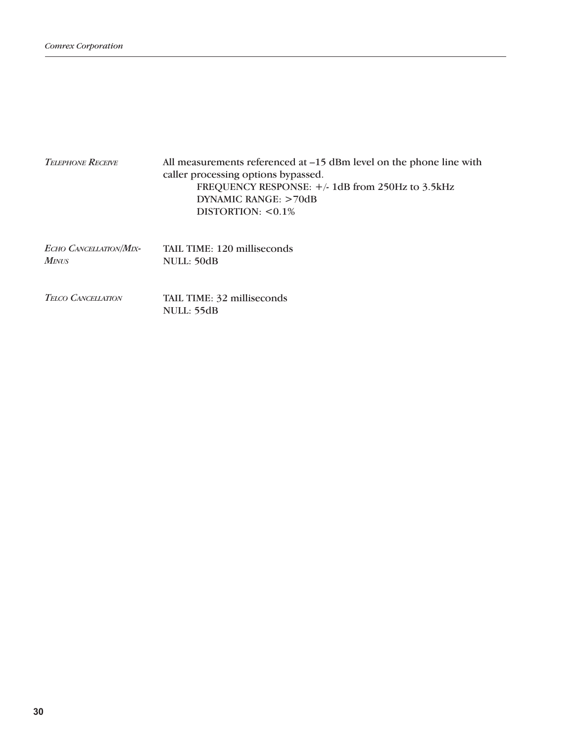*TELEPHONE RECEIVE*

All measurements referenced at –15 dBm level on the phone line with caller processing options bypassed.

- FREQUENCY RESPONSE: +/- 1dB from 250Hz to 3.5kHz
- DYNAMIC RANGE: >70dB
- DISTORTION: <0.1%

*ECHO CANCELLATION/MIX-MINUS*

TAIL TIME: 120 milliseconds
NULL: 50dB

*TELCO CANCELLATION*

TAIL TIME: 32 milliseconds
NULL: 55dB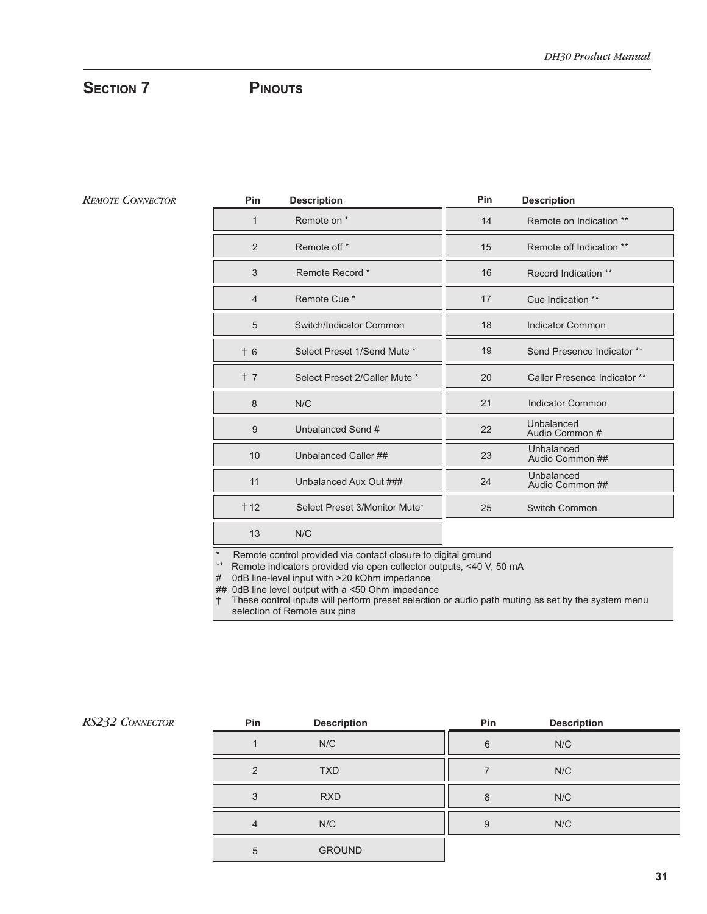# Section 7 Pinouts

## Remote Connector

| Pin | Description | Pin | Description |
|---|---|---|---|
| 1 | Remote on * | 14 | Remote on Indication ** |
| 2 | Remote off * | 15 | Remote off Indication ** |
| 3 | Remote Record * | 16 | Record Indication ** |
| 4 | Remote Cue * | 17 | Cue Indication ** |
| 5 | Switch/Indicator Common | 18 | Indicator Common |
| † 6 | Select Preset 1/Send Mute * | 19 | Send Presence Indicator ** |
| † 7 | Select Preset 2/Caller Mute * | 20 | Caller Presence Indicator ** |
| 8 | N/C | 21 | Indicator Common |
| 9 | Unbalanced Send # | 22 | Unbalanced Audio Common # |
| 10 | Unbalanced Caller ## | 23 | Unbalanced Audio Common ## |
| 11 | Unbalanced Aux Out ### | 24 | Unbalanced Audio Common ## |
| † 12 | Select Preset 3/Monitor Mute* | 25 | Switch Common |
| 13 | N/C | | |

\* Remote control provided via contact closure to digital ground
\** Remote indicators provided via open collector outputs, <40 V, 50 mA
\# 0dB line-level input with >20 kOhm impedance
\## 0dB line level output with a <50 Ohm impedance
† These control inputs will perform preset selection or audio path muting as set by the system menu selection of Remote aux pins

## RS232 Connector

| Pin | Description | Pin | Description |
|---|---|---|---|
| 1 | N/C | 6 | N/C |
| 2 | TXD | 7 | N/C |
| 3 | RXD | 8 | N/C |
| 4 | N/C | 9 | N/C |
| 5 | GROUND | | |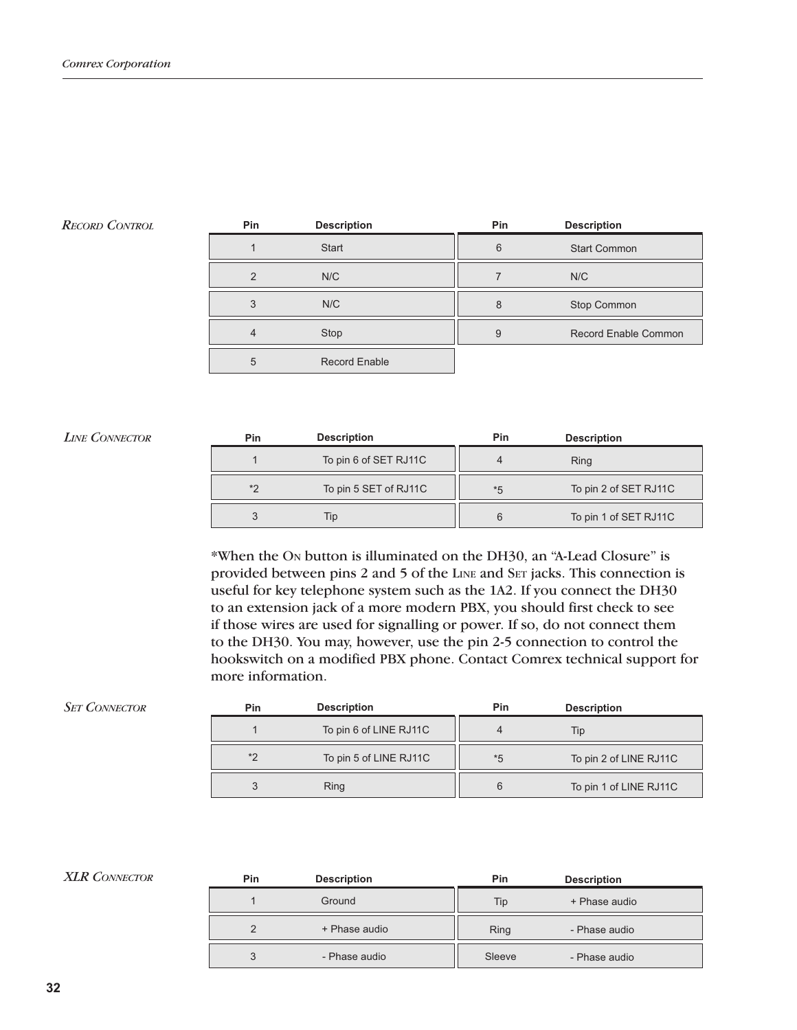*RECORD CONTROL*

| Pin | Description | Pin | Description |
|---|---|---|---|
| 1 | Start | 6 | Start Common |
| 2 | N/C | 7 | N/C |
| 3 | N/C | 8 | Stop Common |
| 4 | Stop | 9 | Record Enable Common |
| 5 | Record Enable | | |

*LINE CONNECTOR*

| Pin | Description | Pin | Description |
|---|---|---|---|
| 1 | To pin 6 of SET RJ11C | 4 | Ring |
| *2 | To pin 5 SET of RJ11C | *5 | To pin 2 of SET RJ11C |
| 3 | Tip | 6 | To pin 1 of SET RJ11C |

*When the ON button is illuminated on the DH30, an "A-Lead Closure" is provided between pins 2 and 5 of the LINE and SET jacks. This connection is useful for key telephone system such as the 1A2. If you connect the DH30 to an extension jack of a more modern PBX, you should first check to see if those wires are used for signalling or power. If so, do not connect them to the DH30. You may, however, use the pin 2-5 connection to control the hookswitch on a modified PBX phone. Contact Comrex technical support for more information.

*SET CONNECTOR*

| Pin | Description | Pin | Description |
|---|---|---|---|
| 1 | To pin 6 of LINE RJ11C | 4 | Tip |
| *2 | To pin 5 of LINE RJ11C | *5 | To pin 2 of LINE RJ11C |
| 3 | Ring | 6 | To pin 1 of LINE RJ11C |

*XLR CONNECTOR*

| Pin | Description | Pin | Description |
|---|---|---|---|
| 1 | Ground | Tip | + Phase audio |
| 2 | + Phase audio | Ring | - Phase audio |
| 3 | - Phase audio | Sleeve | - Phase audio |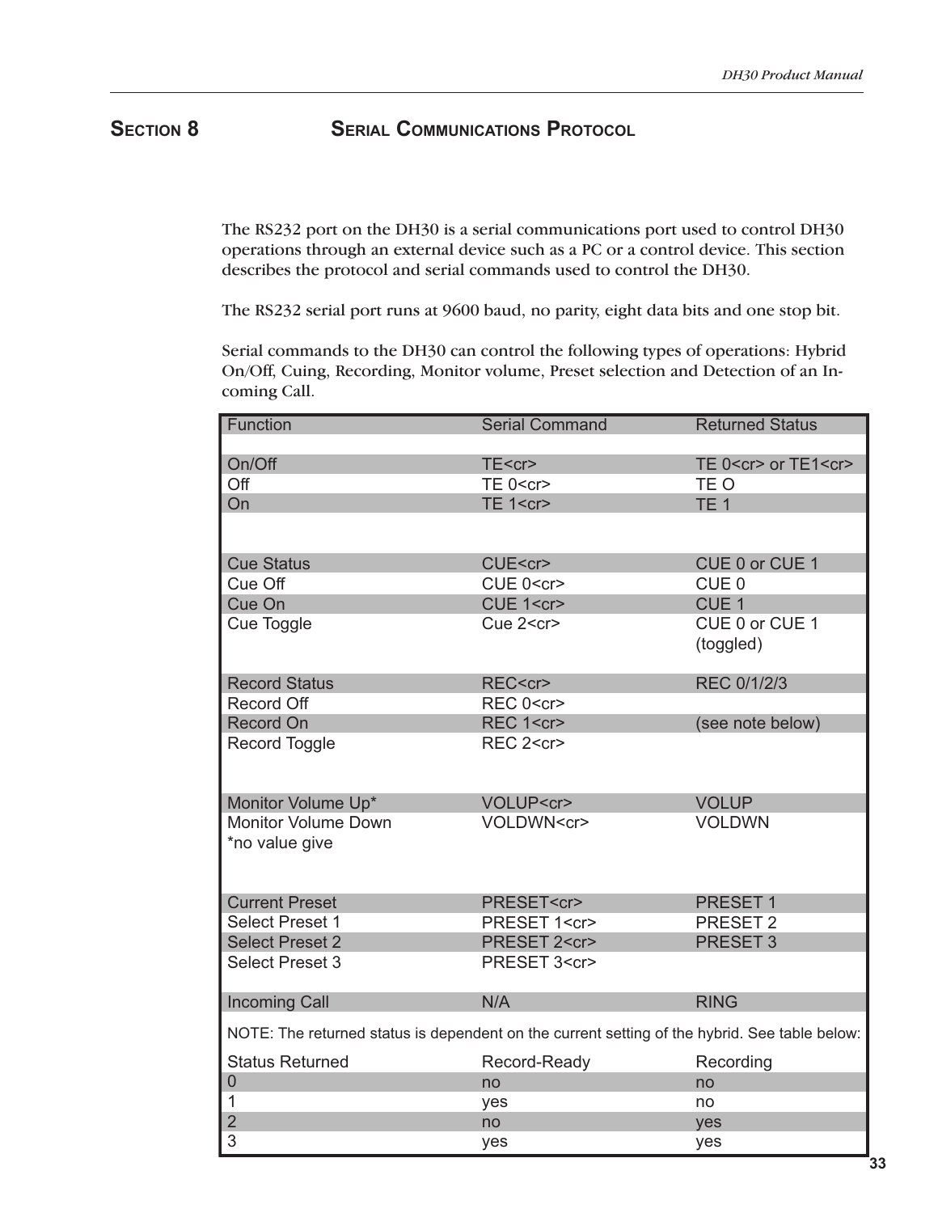# Section 8 Serial Communications Protocol

The RS232 port on the DH30 is a serial communications port used to control DH30 operations through an external device such as a PC or a control device. This section describes the protocol and serial commands used to control the DH30.

The RS232 serial port runs at 9600 baud, no parity, eight data bits and one stop bit.

Serial commands to the DH30 can control the following types of operations: Hybrid On/Off, Cuing, Recording, Monitor volume, Preset selection and Detection of an Incoming Call.

| Function | Serial Command | Returned Status |
|---|---|---|
| On/Off | TE<cr> | TE 0<cr> or TE1<cr> |
| Off | TE 0<cr> | TE O |
| On | TE 1<cr> | TE 1 |
| | | |
| Cue Status | CUE<cr> | CUE 0 or CUE 1 |
| Cue Off | CUE 0<cr> | CUE 0 |
| Cue On | CUE 1<cr> | CUE 1 |
| Cue Toggle | Cue 2<cr> | CUE 0 or CUE 1 (toggled) |
| | | |
| Record Status | REC<cr> | REC 0/1/2/3 |
| Record Off | REC 0<cr> | |
| Record On | REC 1<cr> | (see note below) |
| Record Toggle | REC 2<cr> | |
| | | |
| Monitor Volume Up* | VOLUP<cr> | VOLUP |
| Monitor Volume Down<br>*no value give | VOLDWN<cr> | VOLDWN |
| | | |
| Current Preset | PRESET<cr> | PRESET 1 |
| Select Preset 1 | PRESET 1<cr> | PRESET 2 |
| Select Preset 2 | PRESET 2<cr> | PRESET 3 |
| Select Preset 3 | PRESET 3<cr> | |
| | | |
| Incoming Call | N/A | RING |

NOTE: The returned status is dependent on the current setting of the hybrid. See table below:

| Status Returned | Record-Ready | Recording |
|---|---|---|
| 0 | no | no |
| 1 | yes | no |
| 2 | no | yes |
| 3 | yes | yes |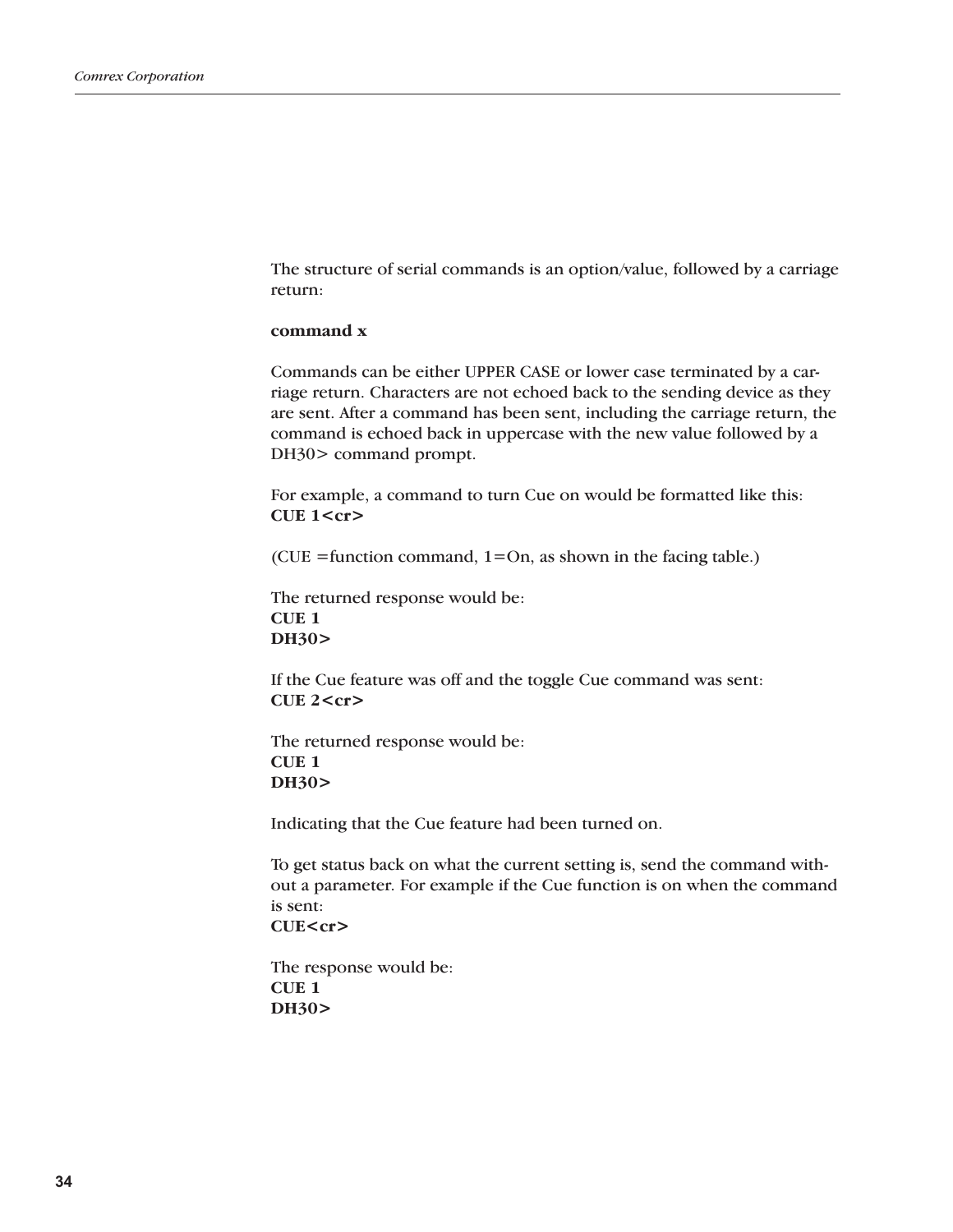The structure of serial commands is an option/value, followed by a carriage return:

**command x**

Commands can be either UPPER CASE or lower case terminated by a carriage return. Characters are not echoed back to the sending device as they are sent. After a command has been sent, including the carriage return, the command is echoed back in uppercase with the new value followed by a DH30> command prompt.

For example, a command to turn Cue on would be formatted like this:
**CUE 1<cr>**

(CUE =function command, 1=On, as shown in the facing table.)

The returned response would be:
**CUE 1**
**DH30>**

If the Cue feature was off and the toggle Cue command was sent:
**CUE 2<cr>**

The returned response would be:
**CUE 1**
**DH30>**

Indicating that the Cue feature had been turned on.

To get status back on what the current setting is, send the command without a parameter. For example if the Cue function is on when the command is sent:
**CUE<cr>**

The response would be:
**CUE 1**
**DH30>**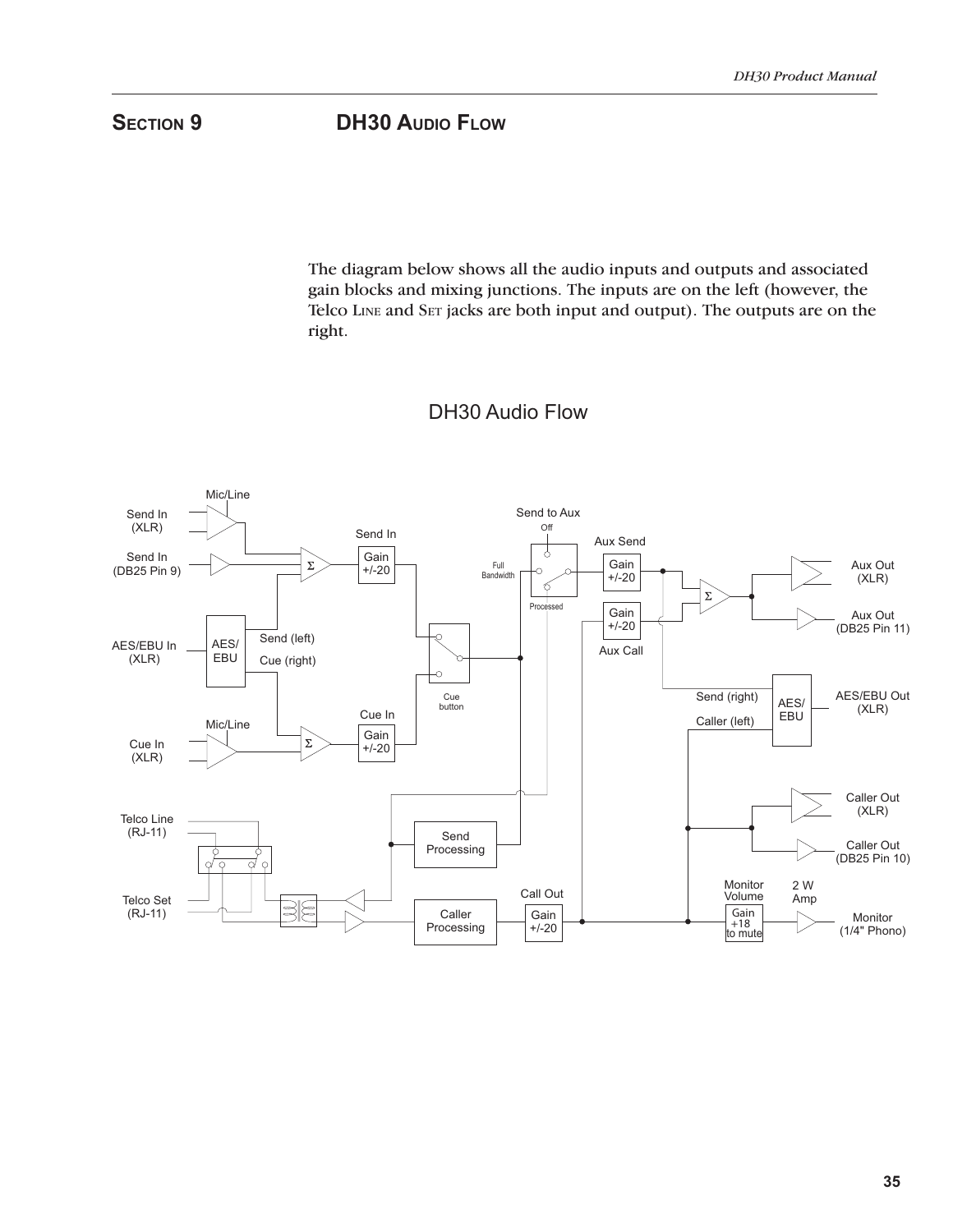# Section 9 DH30 Audio Flow

The diagram below shows all the audio inputs and outputs and associated gain blocks and mixing junctions. The inputs are on the left (however, the Telco Line and Set jacks are both input and output). The outputs are on the right.

DH30 Audio Flow

Send In (XLR)
Mic/Line
Send In (DB25 Pin 9)
Σ
Send In
Gain +/-20
AES/EBU In (XLR)
AES/EBU
Send (left)
Cue (right)
Cue In (XLR)
Mic/Line
Σ
Cue In
Gain +/-20
Cue button
Send to Aux
Off
Full Bandwidth
Processed
Aux Send
Gain +/-20
Gain +/-20
Aux Call
Σ
Aux Out (XLR)
Aux Out (DB25 Pin 11)
Send (right)
Caller (left)
AES/EBU
AES/EBU Out (XLR)
Caller Out (XLR)
Caller Out (DB25 Pin 10)
Telco Line (RJ-11)
Telco Set (RJ-11)
Send Processing
Caller Processing
Call Out
Gain +/-20
Monitor Volume
Gain +18 to mute
2 W Amp
Monitor (1/4" Phono)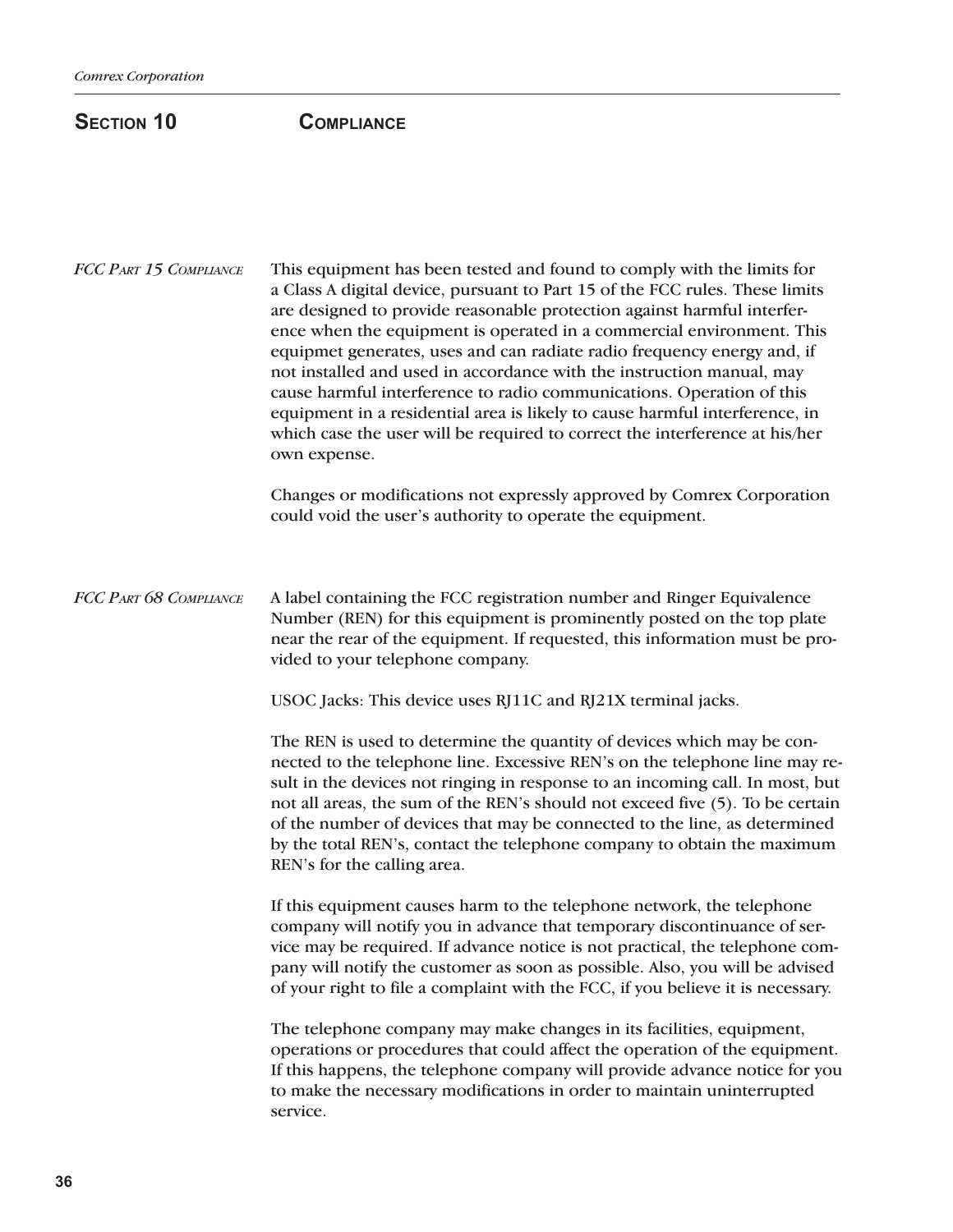# Section 10 Compliance

*FCC Part 15 Compliance*

This equipment has been tested and found to comply with the limits for a Class A digital device, pursuant to Part 15 of the FCC rules. These limits are designed to provide reasonable protection against harmful interference when the equipment is operated in a commercial environment. This equipmet generates, uses and can radiate radio frequency energy and, if not installed and used in accordance with the instruction manual, may cause harmful interference to radio communications. Operation of this equipment in a residential area is likely to cause harmful interference, in which case the user will be required to correct the interference at his/her own expense.

Changes or modifications not expressly approved by Comrex Corporation could void the user's authority to operate the equipment.

*FCC Part 68 Compliance*

A label containing the FCC registration number and Ringer Equivalence Number (REN) for this equipment is prominently posted on the top plate near the rear of the equipment. If requested, this information must be provided to your telephone company.

USOC Jacks: This device uses RJ11C and RJ21X terminal jacks.

The REN is used to determine the quantity of devices which may be connected to the telephone line. Excessive REN's on the telephone line may result in the devices not ringing in response to an incoming call. In most, but not all areas, the sum of the REN's should not exceed five (5). To be certain of the number of devices that may be connected to the line, as determined by the total REN's, contact the telephone company to obtain the maximum REN's for the calling area.

If this equipment causes harm to the telephone network, the telephone company will notify you in advance that temporary discontinuance of service may be required. If advance notice is not practical, the telephone company will notify the customer as soon as possible. Also, you will be advised of your right to file a complaint with the FCC, if you believe it is necessary.

The telephone company may make changes in its facilities, equipment, operations or procedures that could affect the operation of the equipment. If this happens, the telephone company will provide advance notice for you to make the necessary modifications in order to maintain uninterrupted service.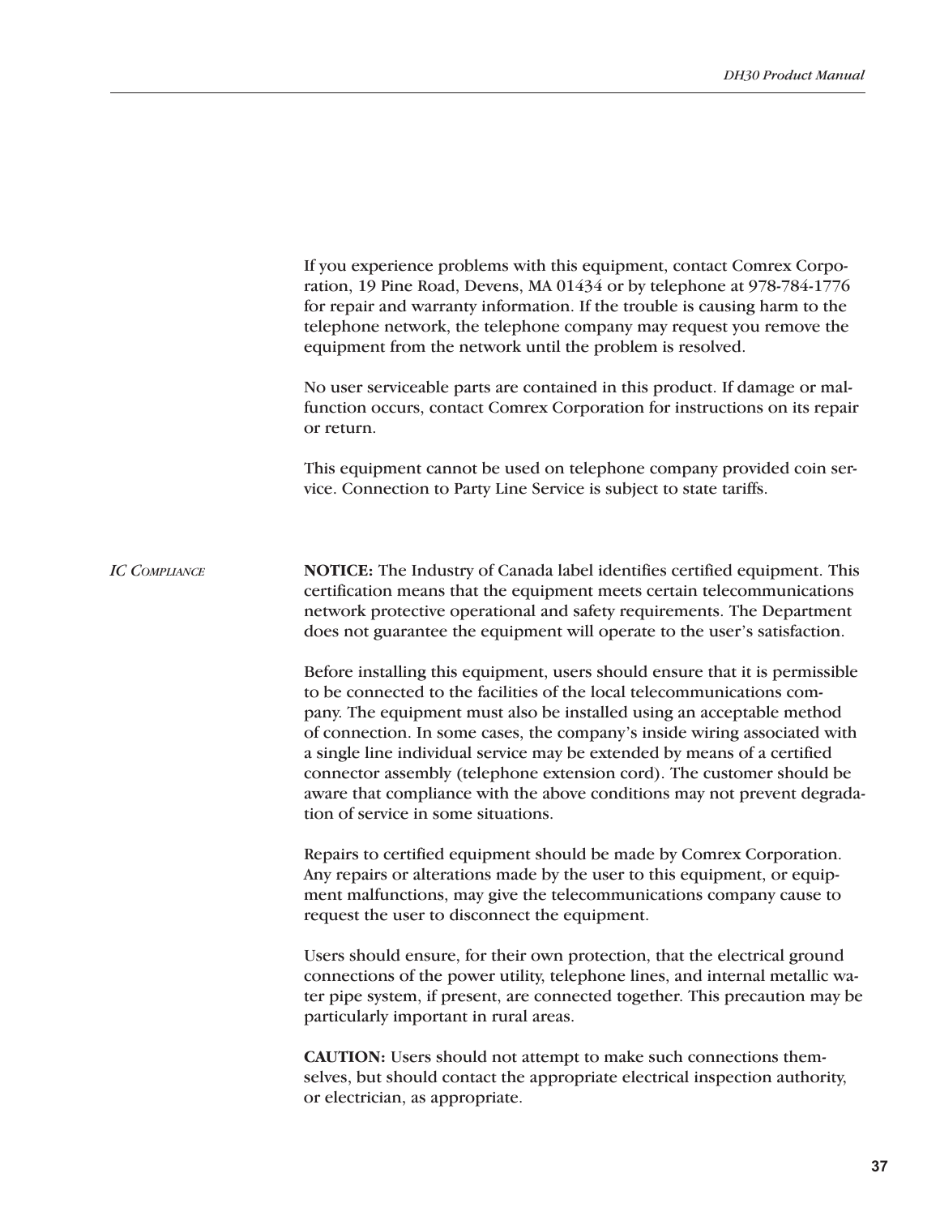If you experience problems with this equipment, contact Comrex Corporation, 19 Pine Road, Devens, MA 01434 or by telephone at 978-784-1776 for repair and warranty information. If the trouble is causing harm to the telephone network, the telephone company may request you remove the equipment from the network until the problem is resolved.

No user serviceable parts are contained in this product. If damage or malfunction occurs, contact Comrex Corporation for instructions on its repair or return.

This equipment cannot be used on telephone company provided coin service. Connection to Party Line Service is subject to state tariffs.

### *IC Compliance*

**NOTICE:** The Industry of Canada label identifies certified equipment. This certification means that the equipment meets certain telecommunications network protective operational and safety requirements. The Department does not guarantee the equipment will operate to the user's satisfaction.

Before installing this equipment, users should ensure that it is permissible to be connected to the facilities of the local telecommunications company. The equipment must also be installed using an acceptable method of connection. In some cases, the company's inside wiring associated with a single line individual service may be extended by means of a certified connector assembly (telephone extension cord). The customer should be aware that compliance with the above conditions may not prevent degradation of service in some situations.

Repairs to certified equipment should be made by Comrex Corporation. Any repairs or alterations made by the user to this equipment, or equipment malfunctions, may give the telecommunications company cause to request the user to disconnect the equipment.

Users should ensure, for their own protection, that the electrical ground connections of the power utility, telephone lines, and internal metallic water pipe system, if present, are connected together. This precaution may be particularly important in rural areas.

**CAUTION:** Users should not attempt to make such connections themselves, but should contact the appropriate electrical inspection authority, or electrician, as appropriate.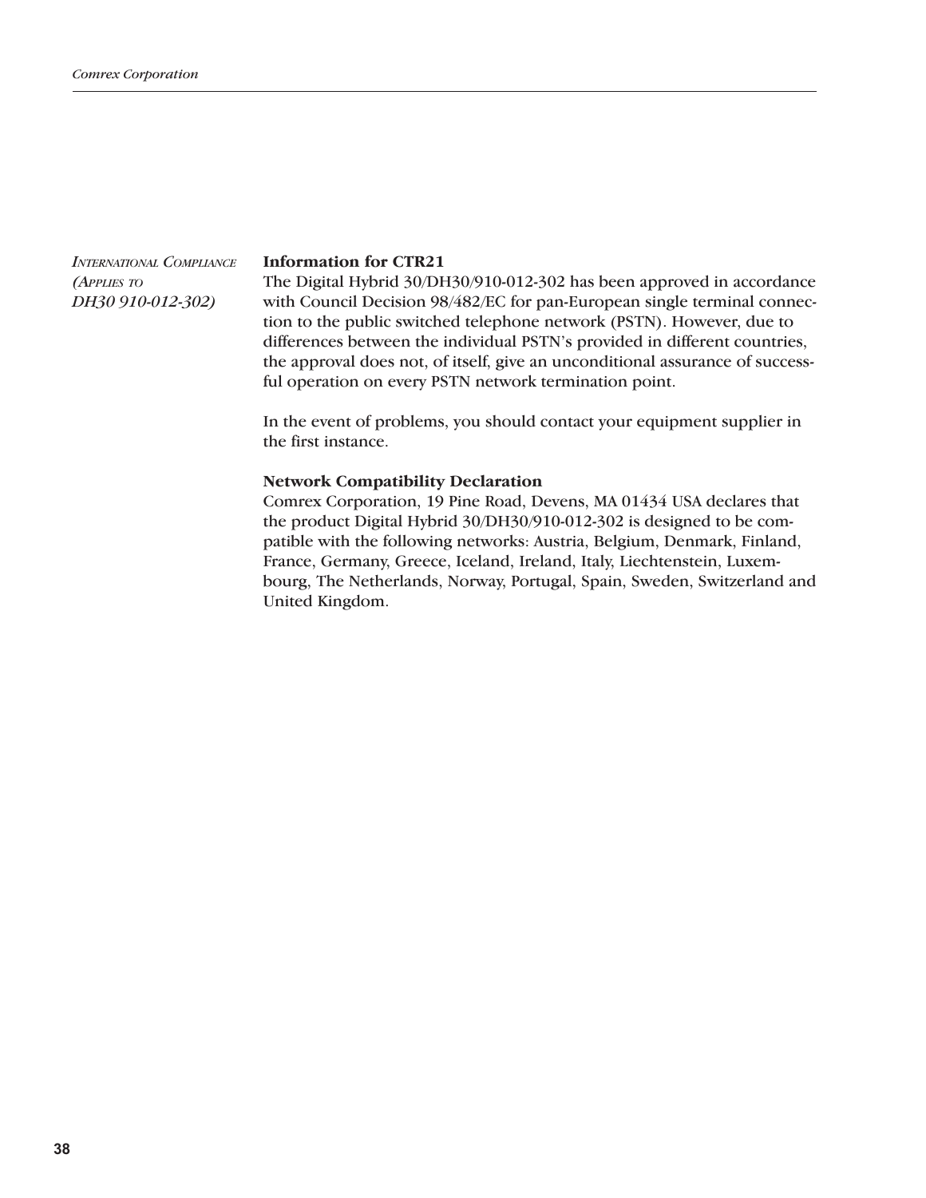*International Compliance (Applies to DH30 910-012-302)*

**Information for CTR21**

The Digital Hybrid 30/DH30/910-012-302 has been approved in accordance with Council Decision 98/482/EC for pan-European single terminal connection to the public switched telephone network (PSTN). However, due to differences between the individual PSTN's provided in different countries, the approval does not, of itself, give an unconditional assurance of successful operation on every PSTN network termination point.

In the event of problems, you should contact your equipment supplier in the first instance.

**Network Compatibility Declaration**

Comrex Corporation, 19 Pine Road, Devens, MA 01434 USA declares that the product Digital Hybrid 30/DH30/910-012-302 is designed to be compatible with the following networks: Austria, Belgium, Denmark, Finland, France, Germany, Greece, Iceland, Ireland, Italy, Liechtenstein, Luxembourg, The Netherlands, Norway, Portugal, Spain, Sweden, Switzerland and United Kingdom.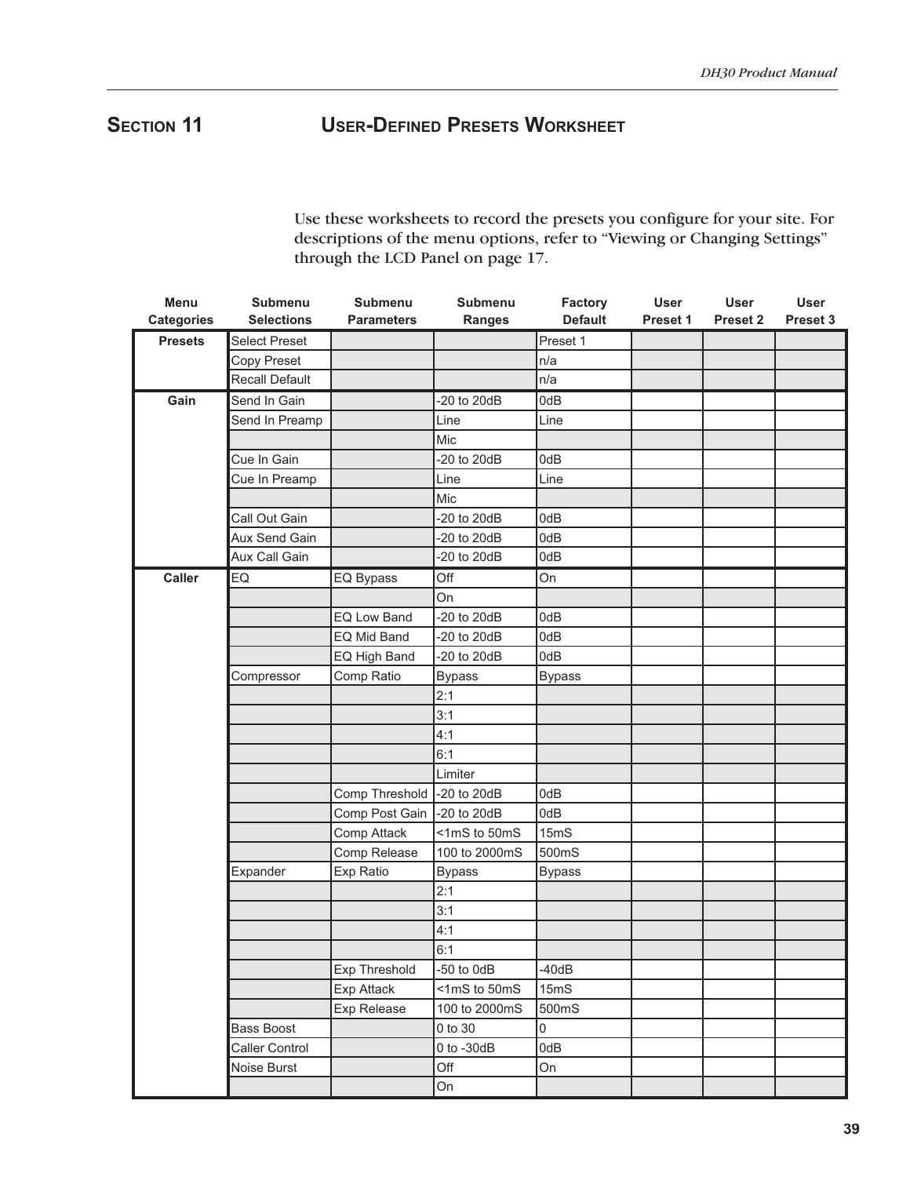## SECTION 11 USER-DEFINED PRESETS WORKSHEET

Use these worksheets to record the presets you configure for your site. For descriptions of the menu options, refer to "Viewing or Changing Settings" through the LCD Panel on page 17.

| Menu Categories | Submenu Selections | Submenu Parameters | Submenu Ranges | Factory Default | User Preset 1 | User Preset 2 | User Preset 3 |
|---|---|---|---|---|---|---|---|
| **Presets** | Select Preset | | | Preset 1 | | | |
| | Copy Preset | | | n/a | | | |
| | Recall Default | | | n/a | | | |
| **Gain** | Send In Gain | | -20 to 20dB | 0dB | | | |
| | Send In Preamp | | Line | Line | | | |
| | | | Mic | | | | |
| | Cue In Gain | | -20 to 20dB | 0dB | | | |
| | Cue In Preamp | | Line | Line | | | |
| | | | Mic | | | | |
| | Call Out Gain | | -20 to 20dB | 0dB | | | |
| | Aux Send Gain | | -20 to 20dB | 0dB | | | |
| | Aux Call Gain | | -20 to 20dB | 0dB | | | |
| **Caller** | EQ | EQ Bypass | Off | On | | | |
| | | | On | | | | |
| | | EQ Low Band | -20 to 20dB | 0dB | | | |
| | | EQ Mid Band | -20 to 20dB | 0dB | | | |
| | | EQ High Band | -20 to 20dB | 0dB | | | |
| | Compressor | Comp Ratio | Bypass | Bypass | | | |
| | | | 2:1 | | | | |
| | | | 3:1 | | | | |
| | | | 4:1 | | | | |
| | | | 6:1 | | | | |
| | | | Limiter | | | | |
| | | Comp Threshold | -20 to 20dB | 0dB | | | |
| | | Comp Post Gain | -20 to 20dB | 0dB | | | |
| | | Comp Attack | <1mS to 50mS | 15mS | | | |
| | | Comp Release | 100 to 2000mS | 500mS | | | |
| | Expander | Exp Ratio | Bypass | Bypass | | | |
| | | | 2:1 | | | | |
| | | | 3:1 | | | | |
| | | | 4:1 | | | | |
| | | | 6:1 | | | | |
| | | Exp Threshold | -50 to 0dB | -40dB | | | |
| | | Exp Attack | <1mS to 50mS | 15mS | | | |
| | | Exp Release | 100 to 2000mS | 500mS | | | |
| | Bass Boost | | 0 to 30 | 0 | | | |
| | Caller Control | | 0 to -30dB | 0dB | | | |
| | Noise Burst | | Off | On | | | |
| | | | On | | | | |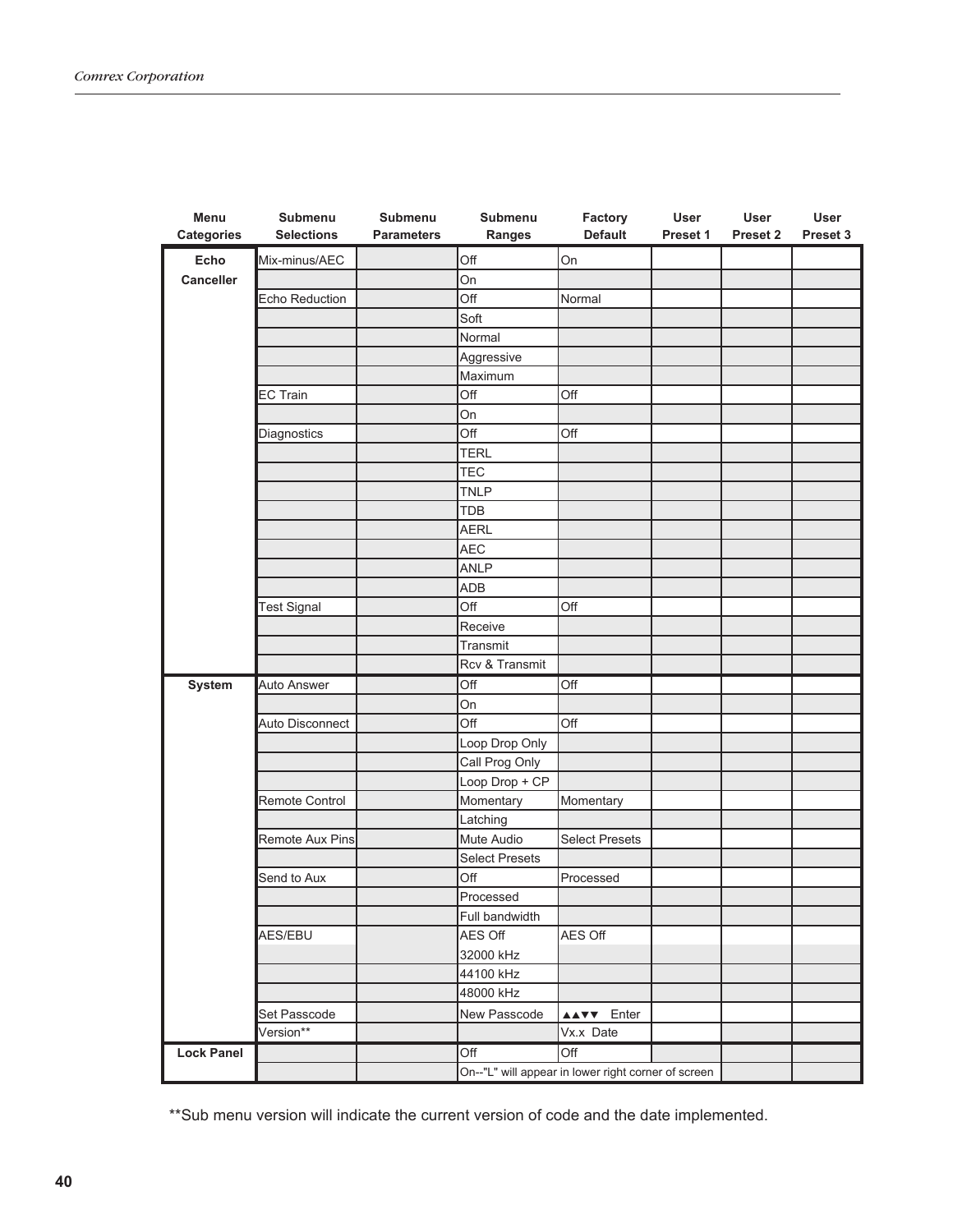| Menu Categories | Submenu Selections | Submenu Parameters | Submenu Ranges | Factory Default | User Preset 1 | User Preset 2 | User Preset 3 |
|---|---|---|---|---|---|---|---|
| Echo Canceller | Mix-minus/AEC | | Off | On | | | |
| | | | On | | | | |
| | Echo Reduction | | Off | Normal | | | |
| | | | Soft | | | | |
| | | | Normal | | | | |
| | | | Aggressive | | | | |
| | | | Maximum | | | | |
| | EC Train | | Off | Off | | | |
| | | | On | | | | |
| | Diagnostics | | Off | Off | | | |
| | | | TERL | | | | |
| | | | TEC | | | | |
| | | | TNLP | | | | |
| | | | TDB | | | | |
| | | | AERL | | | | |
| | | | AEC | | | | |
| | | | ANLP | | | | |
| | | | ADB | | | | |
| | Test Signal | | Off | Off | | | |
| | | | Receive | | | | |
| | | | Transmit | | | | |
| | | | Rcv & Transmit | | | | |
| System | Auto Answer | | Off | Off | | | |
| | | | On | | | | |
| | Auto Disconnect | | Off | Off | | | |
| | | | Loop Drop Only | | | | |
| | | | Call Prog Only | | | | |
| | | | Loop Drop + CP | | | | |
| | Remote Control | | Momentary | Momentary | | | |
| | | | Latching | | | | |
| | Remote Aux Pins | | Mute Audio | Select Presets | | | |
| | | | Select Presets | | | | |
| | Send to Aux | | Off | Processed | | | |
| | | | Processed | | | | |
| | | | Full bandwidth | | | | |
| | AES/EBU | | AES Off | AES Off | | | |
| | | | 32000 kHz | | | | |
| | | | 44100 kHz | | | | |
| | | | 48000 kHz | | | | |
| | Set Passcode | | New Passcode | ▲▲▼▼ Enter | | | |
| | Version** | | | Vx.x Date | | | |
| Lock Panel | | | Off | Off | | | |
| | | | On--"L" will appear in lower right corner of screen | | | | |

**Sub menu version will indicate the current version of code and the date implemented.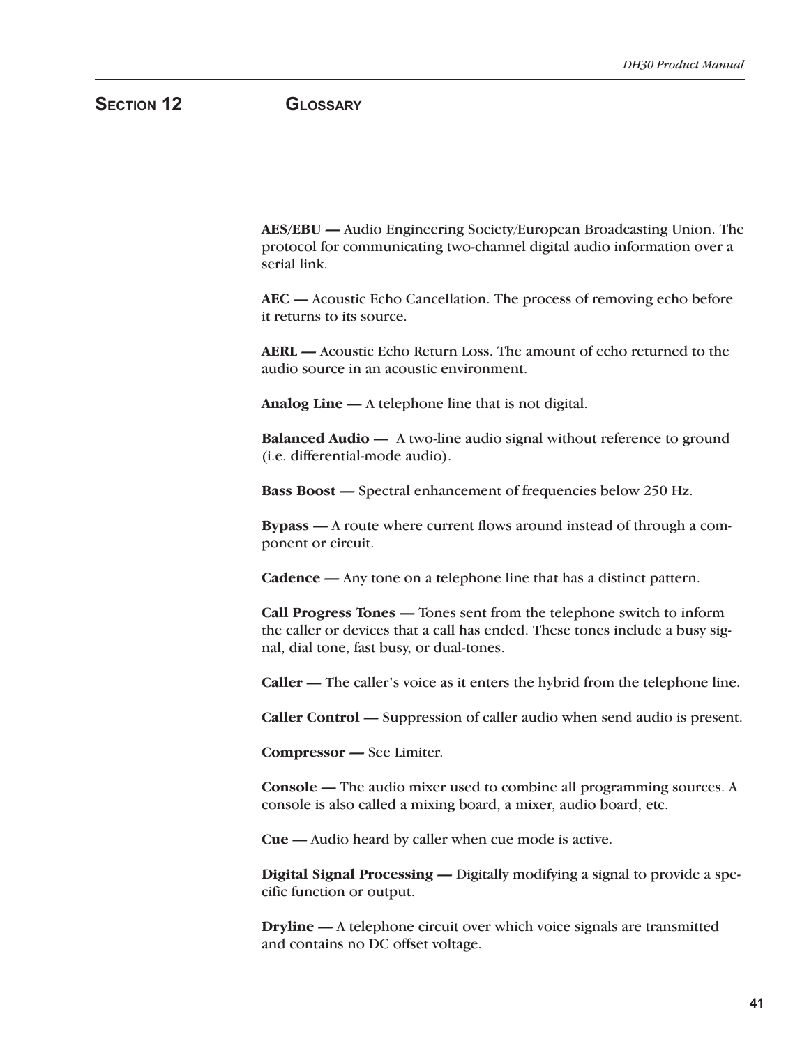# Section 12 Glossary

**AES/EBU —** Audio Engineering Society/European Broadcasting Union. The protocol for communicating two-channel digital audio information over a serial link.

**AEC —** Acoustic Echo Cancellation. The process of removing echo before it returns to its source.

**AERL —** Acoustic Echo Return Loss. The amount of echo returned to the audio source in an acoustic environment.

**Analog Line —** A telephone line that is not digital.

**Balanced Audio —** A two-line audio signal without reference to ground (i.e. differential-mode audio).

**Bass Boost —** Spectral enhancement of frequencies below 250 Hz.

**Bypass —** A route where current flows around instead of through a component or circuit.

**Cadence —** Any tone on a telephone line that has a distinct pattern.

**Call Progress Tones —** Tones sent from the telephone switch to inform the caller or devices that a call has ended. These tones include a busy signal, dial tone, fast busy, or dual-tones.

**Caller —** The caller's voice as it enters the hybrid from the telephone line.

**Caller Control —** Suppression of caller audio when send audio is present.

**Compressor —** See Limiter.

**Console —** The audio mixer used to combine all programming sources. A console is also called a mixing board, a mixer, audio board, etc.

**Cue —** Audio heard by caller when cue mode is active.

**Digital Signal Processing —** Digitally modifying a signal to provide a specific function or output.

**Dryline —** A telephone circuit over which voice signals are transmitted and contains no DC offset voltage.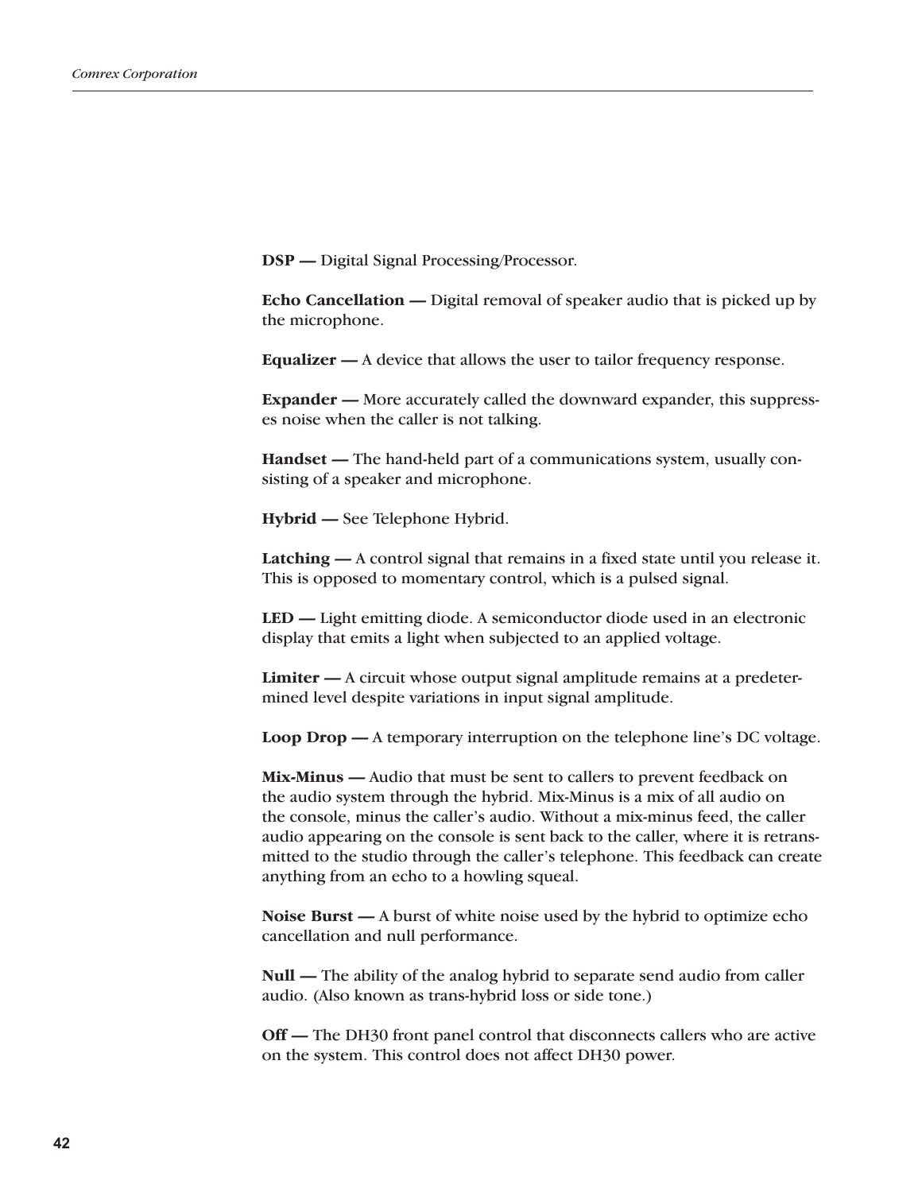**DSP —** Digital Signal Processing/Processor.

**Echo Cancellation —** Digital removal of speaker audio that is picked up by the microphone.

**Equalizer —** A device that allows the user to tailor frequency response.

**Expander —** More accurately called the downward expander, this suppresses noise when the caller is not talking.

**Handset —** The hand-held part of a communications system, usually consisting of a speaker and microphone.

**Hybrid —** See Telephone Hybrid.

**Latching —** A control signal that remains in a fixed state until you release it. This is opposed to momentary control, which is a pulsed signal.

**LED —** Light emitting diode. A semiconductor diode used in an electronic display that emits a light when subjected to an applied voltage.

**Limiter —** A circuit whose output signal amplitude remains at a predetermined level despite variations in input signal amplitude.

**Loop Drop —** A temporary interruption on the telephone line's DC voltage.

**Mix-Minus —** Audio that must be sent to callers to prevent feedback on the audio system through the hybrid. Mix-Minus is a mix of all audio on the console, minus the caller's audio. Without a mix-minus feed, the caller audio appearing on the console is sent back to the caller, where it is retransmitted to the studio through the caller's telephone. This feedback can create anything from an echo to a howling squeal.

**Noise Burst —** A burst of white noise used by the hybrid to optimize echo cancellation and null performance.

**Null —** The ability of the analog hybrid to separate send audio from caller audio. (Also known as trans-hybrid loss or side tone.)

**Off —** The DH30 front panel control that disconnects callers who are active on the system. This control does not affect DH30 power.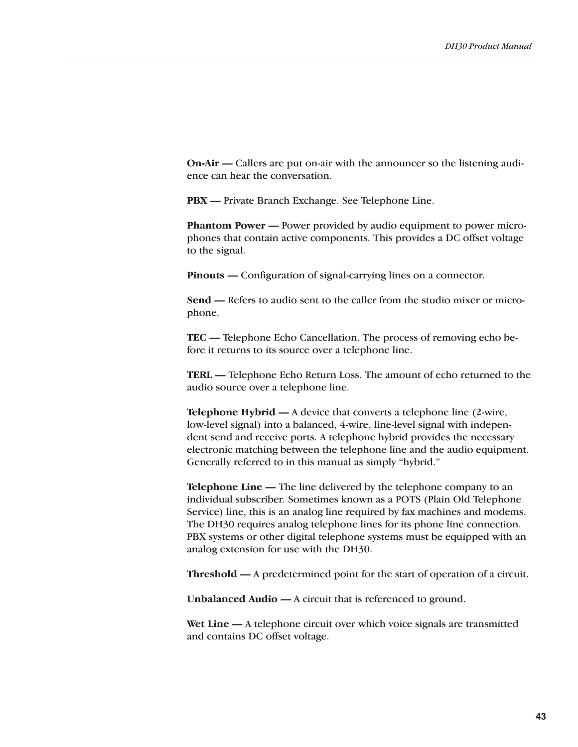**On-Air —** Callers are put on-air with the announcer so the listening audience can hear the conversation.

**PBX —** Private Branch Exchange. See Telephone Line.

**Phantom Power —** Power provided by audio equipment to power microphones that contain active components. This provides a DC offset voltage to the signal.

**Pinouts —** Configuration of signal-carrying lines on a connector.

**Send —** Refers to audio sent to the caller from the studio mixer or microphone.

**TEC —** Telephone Echo Cancellation. The process of removing echo before it returns to its source over a telephone line.

**TERL —** Telephone Echo Return Loss. The amount of echo returned to the audio source over a telephone line.

**Telephone Hybrid —** A device that converts a telephone line (2-wire, low-level signal) into a balanced, 4-wire, line-level signal with independent send and receive ports. A telephone hybrid provides the necessary electronic matching between the telephone line and the audio equipment. Generally referred to in this manual as simply "hybrid."

**Telephone Line —** The line delivered by the telephone company to an individual subscriber. Sometimes known as a POTS (Plain Old Telephone Service) line, this is an analog line required by fax machines and modems. The DH30 requires analog telephone lines for its phone line connection. PBX systems or other digital telephone systems must be equipped with an analog extension for use with the DH30.

**Threshold —** A predetermined point for the start of operation of a circuit.

**Unbalanced Audio —** A circuit that is referenced to ground.

**Wet Line —** A telephone circuit over which voice signals are transmitted and contains DC offset voltage.